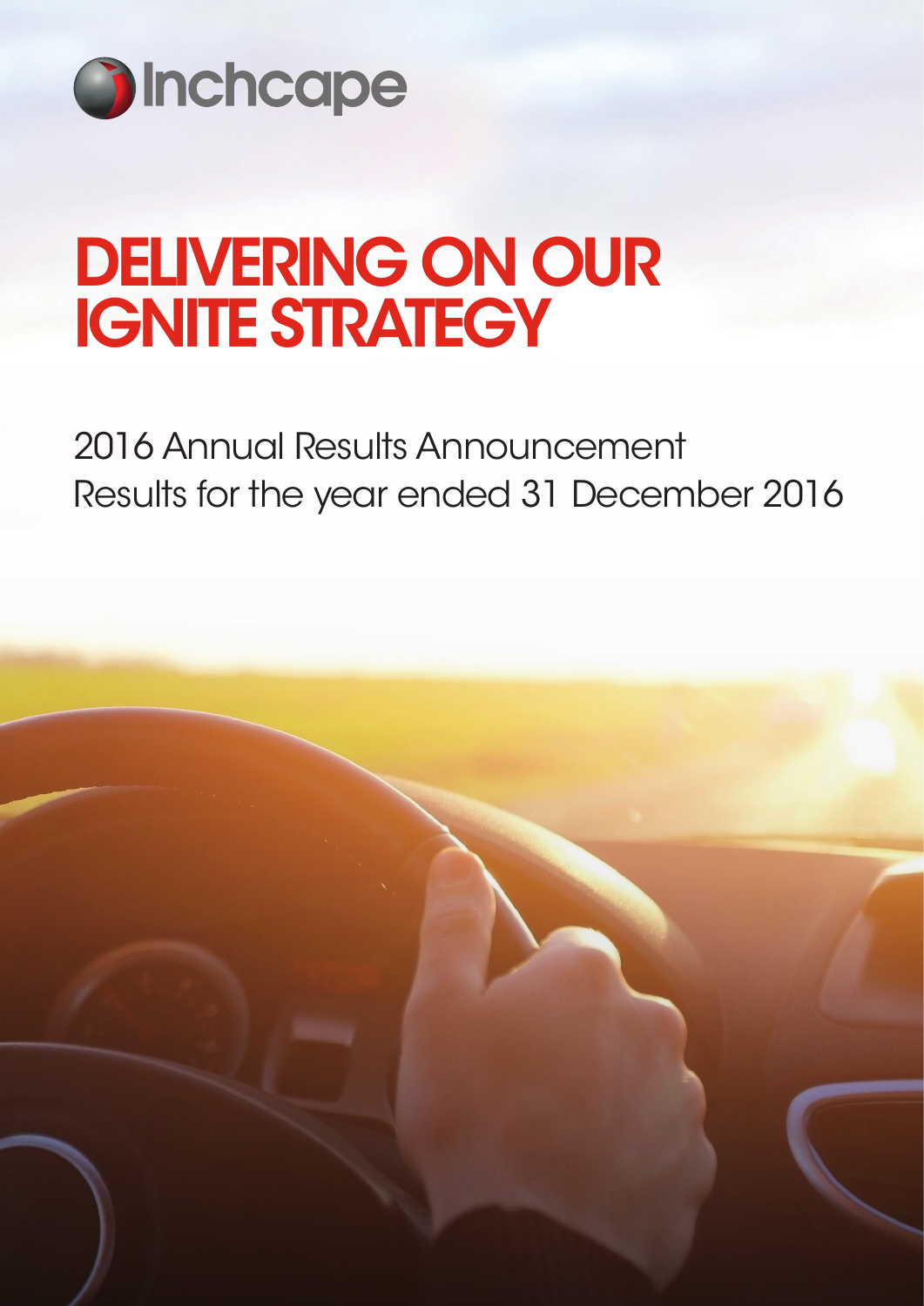Inchcape

# DELIVERING ON OUR IGNITE STRATEGY

2016 Annual Results Announcement
Results for the year ended 31 December 2016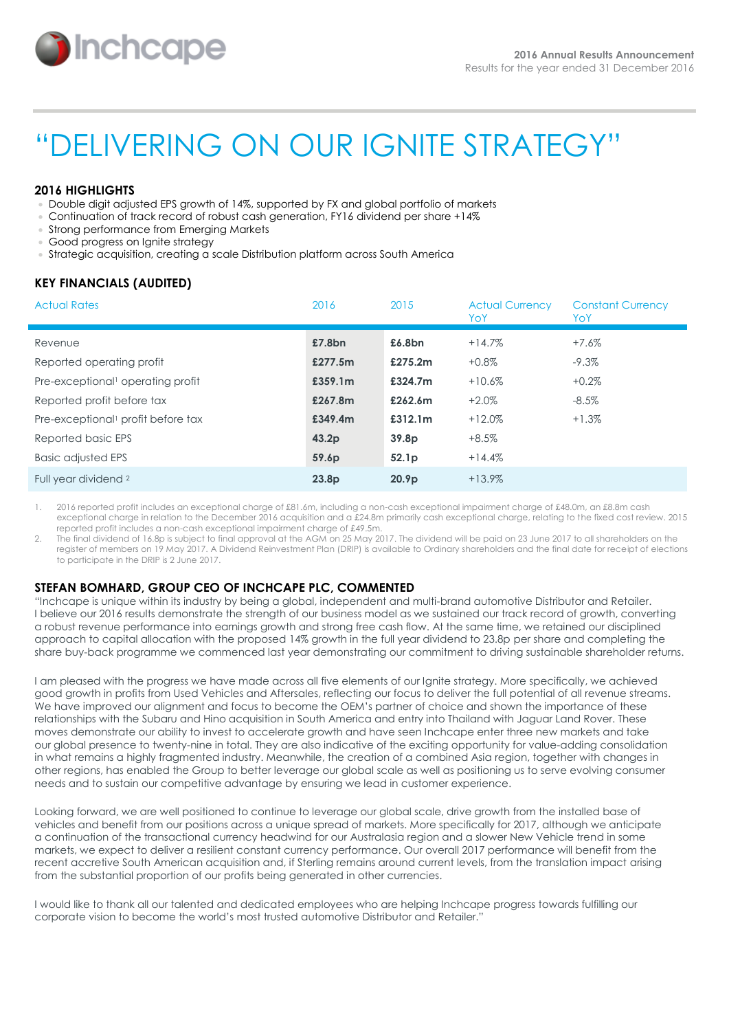# "DELIVERING ON OUR IGNITE STRATEGY"

## 2016 HIGHLIGHTS

- Double digit adjusted EPS growth of 14%, supported by FX and global portfolio of markets
- Continuation of track record of robust cash generation, FY16 dividend per share +14%
- Strong performance from Emerging Markets
- Good progress on Ignite strategy
- Strategic acquisition, creating a scale Distribution platform across South America

## KEY FINANCIALS (AUDITED)

| Actual Rates | 2016 | 2015 | Actual Currency YoY | Constant Currency YoY |
|---|---|---|---|---|
| Revenue | **£7.8bn** | **£6.8bn** | +14.7% | +7.6% |
| Reported operating profit | **£277.5m** | **£275.2m** | +0.8% | -9.3% |
| Pre-exceptional[1] operating profit | **£359.1m** | **£324.7m** | +10.6% | +0.2% |
| Reported profit before tax | **£267.8m** | **£262.6m** | +2.0% | -8.5% |
| Pre-exceptional[1] profit before tax | **£349.4m** | **£312.1m** | +12.0% | +1.3% |
| Reported basic EPS | **43.2p** | **39.8p** | +8.5% | |
| Basic adjusted EPS | **59.6p** | **52.1p** | +14.4% | |
| Full year dividend [2] | **23.8p** | **20.9p** | +13.9% | |

1. 2016 reported profit includes an exceptional charge of £81.6m, including a non-cash exceptional impairment charge of £48.0m, an £8.8m cash exceptional charge in relation to the December 2016 acquisition and a £24.8m primarily cash exceptional charge, relating to the fixed cost review. 2015 reported profit includes a non-cash exceptional impairment charge of £49.5m.
2. The final dividend of 16.8p is subject to final approval at the AGM on 25 May 2017. The dividend will be paid on 23 June 2017 to all shareholders on the register of members on 19 May 2017. A Dividend Reinvestment Plan (DRIP) is available to Ordinary shareholders and the final date for receipt of elections to participate in the DRIP is 2 June 2017.

## STEFAN BOMHARD, GROUP CEO OF INCHCAPE PLC, COMMENTED

"Inchcape is unique within its industry by being a global, independent and multi-brand automotive Distributor and Retailer. I believe our 2016 results demonstrate the strength of our business model as we sustained our track record of growth, converting a robust revenue performance into earnings growth and strong free cash flow. At the same time, we retained our disciplined approach to capital allocation with the proposed 14% growth in the full year dividend to 23.8p per share and completing the share buy-back programme we commenced last year demonstrating our commitment to driving sustainable shareholder returns.

I am pleased with the progress we have made across all five elements of our Ignite strategy. More specifically, we achieved good growth in profits from Used Vehicles and Aftersales, reflecting our focus to deliver the full potential of all revenue streams. We have improved our alignment and focus to become the OEM's partner of choice and shown the importance of these relationships with the Subaru and Hino acquisition in South America and entry into Thailand with Jaguar Land Rover. These moves demonstrate our ability to invest to accelerate growth and have seen Inchcape enter three new markets and take our global presence to twenty-nine in total. They are also indicative of the exciting opportunity for value-adding consolidation in what remains a highly fragmented industry. Meanwhile, the creation of a combined Asia region, together with changes in other regions, has enabled the Group to better leverage our global scale as well as positioning us to serve evolving consumer needs and to sustain our competitive advantage by ensuring we lead in customer experience.

Looking forward, we are well positioned to continue to leverage our global scale, drive growth from the installed base of vehicles and benefit from our positions across a unique spread of markets. More specifically for 2017, although we anticipate a continuation of the transactional currency headwind for our Australasia region and a slower New Vehicle trend in some markets, we expect to deliver a resilient constant currency performance. Our overall 2017 performance will benefit from the recent accretive South American acquisition and, if Sterling remains around current levels, from the translation impact arising from the substantial proportion of our profits being generated in other currencies.

I would like to thank all our talented and dedicated employees who are helping Inchcape progress towards fulfilling our corporate vision to become the world's most trusted automotive Distributor and Retailer."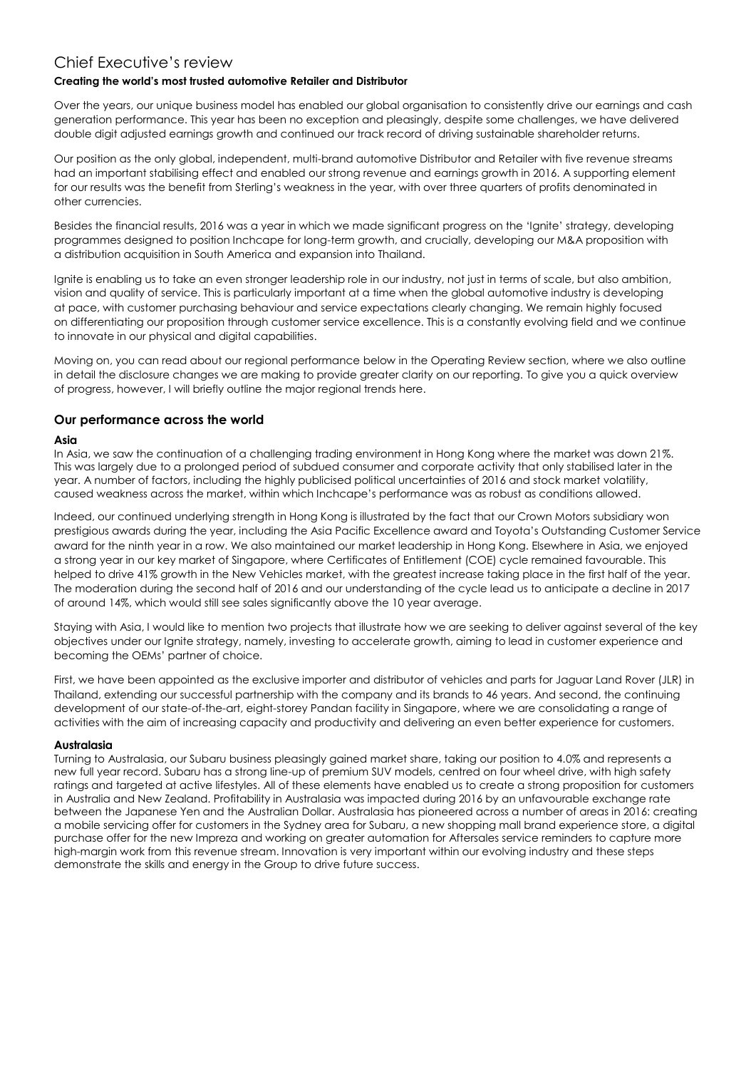# Chief Executive's review

**Creating the world's most trusted automotive Retailer and Distributor**

Over the years, our unique business model has enabled our global organisation to consistently drive our earnings and cash generation performance. This year has been no exception and pleasingly, despite some challenges, we have delivered double digit adjusted earnings growth and continued our track record of driving sustainable shareholder returns.

Our position as the only global, independent, multi-brand automotive Distributor and Retailer with five revenue streams had an important stabilising effect and enabled our strong revenue and earnings growth in 2016. A supporting element for our results was the benefit from Sterling's weakness in the year, with over three quarters of profits denominated in other currencies.

Besides the financial results, 2016 was a year in which we made significant progress on the 'Ignite' strategy, developing programmes designed to position Inchcape for long-term growth, and crucially, developing our M&A proposition with a distribution acquisition in South America and expansion into Thailand.

Ignite is enabling us to take an even stronger leadership role in our industry, not just in terms of scale, but also ambition, vision and quality of service. This is particularly important at a time when the global automotive industry is developing at pace, with customer purchasing behaviour and service expectations clearly changing. We remain highly focused on differentiating our proposition through customer service excellence. This is a constantly evolving field and we continue to innovate in our physical and digital capabilities.

Moving on, you can read about our regional performance below in the Operating Review section, where we also outline in detail the disclosure changes we are making to provide greater clarity on our reporting. To give you a quick overview of progress, however, I will briefly outline the major regional trends here.

## Our performance across the world

### Asia

In Asia, we saw the continuation of a challenging trading environment in Hong Kong where the market was down 21%. This was largely due to a prolonged period of subdued consumer and corporate activity that only stabilised later in the year. A number of factors, including the highly publicised political uncertainties of 2016 and stock market volatility, caused weakness across the market, within which Inchcape's performance was as robust as conditions allowed.

Indeed, our continued underlying strength in Hong Kong is illustrated by the fact that our Crown Motors subsidiary won prestigious awards during the year, including the Asia Pacific Excellence award and Toyota's Outstanding Customer Service award for the ninth year in a row. We also maintained our market leadership in Hong Kong. Elsewhere in Asia, we enjoyed a strong year in our key market of Singapore, where Certificates of Entitlement (COE) cycle remained favourable. This helped to drive 41% growth in the New Vehicles market, with the greatest increase taking place in the first half of the year. The moderation during the second half of 2016 and our understanding of the cycle lead us to anticipate a decline in 2017 of around 14%, which would still see sales significantly above the 10 year average.

Staying with Asia, I would like to mention two projects that illustrate how we are seeking to deliver against several of the key objectives under our Ignite strategy, namely, investing to accelerate growth, aiming to lead in customer experience and becoming the OEMs' partner of choice.

First, we have been appointed as the exclusive importer and distributor of vehicles and parts for Jaguar Land Rover (JLR) in Thailand, extending our successful partnership with the company and its brands to 46 years. And second, the continuing development of our state-of-the-art, eight-storey Pandan facility in Singapore, where we are consolidating a range of activities with the aim of increasing capacity and productivity and delivering an even better experience for customers.

### Australasia

Turning to Australasia, our Subaru business pleasingly gained market share, taking our position to 4.0% and represents a new full year record. Subaru has a strong line-up of premium SUV models, centred on four wheel drive, with high safety ratings and targeted at active lifestyles. All of these elements have enabled us to create a strong proposition for customers in Australia and New Zealand. Profitability in Australasia was impacted during 2016 by an unfavourable exchange rate between the Japanese Yen and the Australian Dollar. Australasia has pioneered across a number of areas in 2016: creating a mobile servicing offer for customers in the Sydney area for Subaru, a new shopping mall brand experience store, a digital purchase offer for the new Impreza and working on greater automation for Aftersales service reminders to capture more high-margin work from this revenue stream. Innovation is very important within our evolving industry and these steps demonstrate the skills and energy in the Group to drive future success.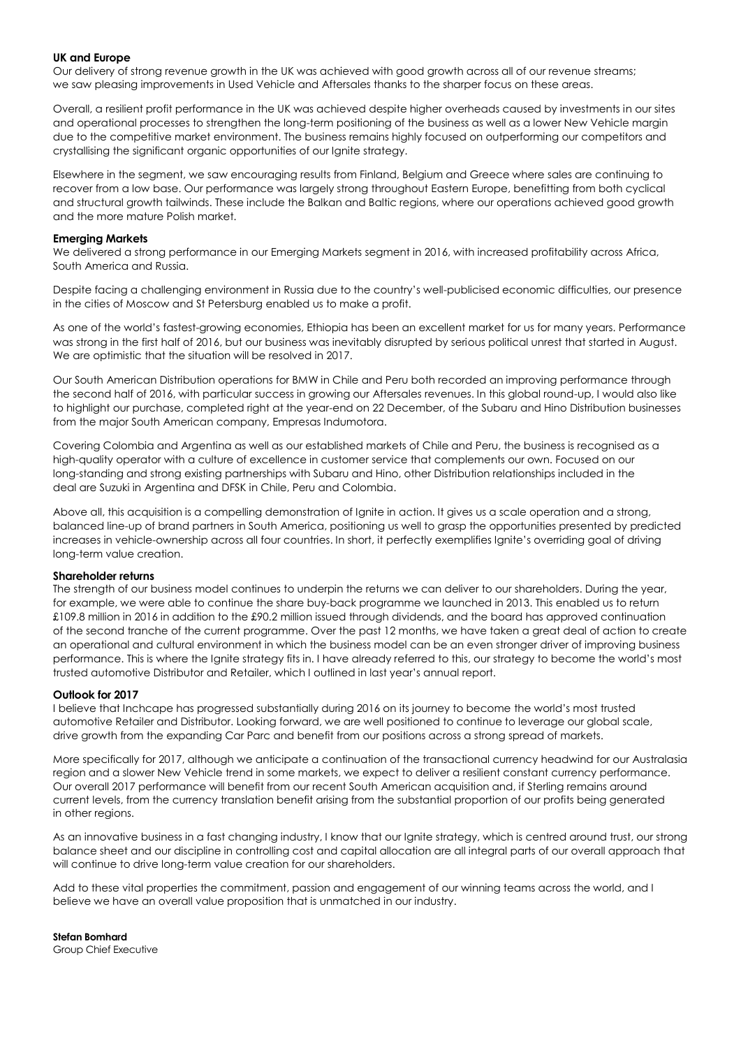### UK and Europe

Our delivery of strong revenue growth in the UK was achieved with good growth across all of our revenue streams; we saw pleasing improvements in Used Vehicle and Aftersales thanks to the sharper focus on these areas.

Overall, a resilient profit performance in the UK was achieved despite higher overheads caused by investments in our sites and operational processes to strengthen the long-term positioning of the business as well as a lower New Vehicle margin due to the competitive market environment. The business remains highly focused on outperforming our competitors and crystallising the significant organic opportunities of our Ignite strategy.

Elsewhere in the segment, we saw encouraging results from Finland, Belgium and Greece where sales are continuing to recover from a low base. Our performance was largely strong throughout Eastern Europe, benefitting from both cyclical and structural growth tailwinds. These include the Balkan and Baltic regions, where our operations achieved good growth and the more mature Polish market.

### Emerging Markets

We delivered a strong performance in our Emerging Markets segment in 2016, with increased profitability across Africa, South America and Russia.

Despite facing a challenging environment in Russia due to the country's well-publicised economic difficulties, our presence in the cities of Moscow and St Petersburg enabled us to make a profit.

As one of the world's fastest-growing economies, Ethiopia has been an excellent market for us for many years. Performance was strong in the first half of 2016, but our business was inevitably disrupted by serious political unrest that started in August. We are optimistic that the situation will be resolved in 2017.

Our South American Distribution operations for BMW in Chile and Peru both recorded an improving performance through the second half of 2016, with particular success in growing our Aftersales revenues. In this global round-up, I would also like to highlight our purchase, completed right at the year-end on 22 December, of the Subaru and Hino Distribution businesses from the major South American company, Empresas Indumotora.

Covering Colombia and Argentina as well as our established markets of Chile and Peru, the business is recognised as a high-quality operator with a culture of excellence in customer service that complements our own. Focused on our long-standing and strong existing partnerships with Subaru and Hino, other Distribution relationships included in the deal are Suzuki in Argentina and DFSK in Chile, Peru and Colombia.

Above all, this acquisition is a compelling demonstration of Ignite in action. It gives us a scale operation and a strong, balanced line-up of brand partners in South America, positioning us well to grasp the opportunities presented by predicted increases in vehicle-ownership across all four countries. In short, it perfectly exemplifies Ignite's overriding goal of driving long-term value creation.

### Shareholder returns

The strength of our business model continues to underpin the returns we can deliver to our shareholders. During the year, for example, we were able to continue the share buy-back programme we launched in 2013. This enabled us to return £109.8 million in 2016 in addition to the £90.2 million issued through dividends, and the board has approved continuation of the second tranche of the current programme. Over the past 12 months, we have taken a great deal of action to create an operational and cultural environment in which the business model can be an even stronger driver of improving business performance. This is where the Ignite strategy fits in. I have already referred to this, our strategy to become the world's most trusted automotive Distributor and Retailer, which I outlined in last year's annual report.

### Outlook for 2017

I believe that Inchcape has progressed substantially during 2016 on its journey to become the world's most trusted automotive Retailer and Distributor. Looking forward, we are well positioned to continue to leverage our global scale, drive growth from the expanding Car Parc and benefit from our positions across a strong spread of markets.

More specifically for 2017, although we anticipate a continuation of the transactional currency headwind for our Australasia region and a slower New Vehicle trend in some markets, we expect to deliver a resilient constant currency performance. Our overall 2017 performance will benefit from our recent South American acquisition and, if Sterling remains around current levels, from the currency translation benefit arising from the substantial proportion of our profits being generated in other regions.

As an innovative business in a fast changing industry, I know that our Ignite strategy, which is centred around trust, our strong balance sheet and our discipline in controlling cost and capital allocation are all integral parts of our overall approach that will continue to drive long-term value creation for our shareholders.

Add to these vital properties the commitment, passion and engagement of our winning teams across the world, and I believe we have an overall value proposition that is unmatched in our industry.

**Stefan Bomhard**
Group Chief Executive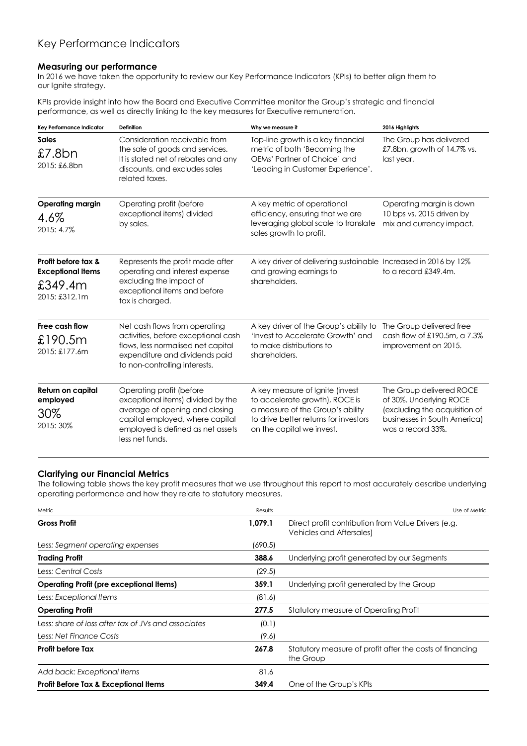# Key Performance Indicators

### Measuring our performance

In 2016 we have taken the opportunity to review our Key Performance Indicators (KPIs) to better align them to our Ignite strategy.

KPIs provide insight into how the Board and Executive Committee monitor the Group's strategic and financial performance, as well as directly linking to the key measures for Executive remuneration.

| Key Performance Indicator | Definition | Why we measure it | 2016 Highlights |
|---|---|---|---|
| **Sales** £7.8bn 2015: £6.8bn | Consideration receivable from the sale of goods and services. It is stated net of rebates and any discounts, and excludes sales related taxes. | Top-line growth is a key financial metric of both 'Becoming the OEMs' Partner of Choice' and 'Leading in Customer Experience'. | The Group has delivered £7.8bn, growth of 14.7% vs. last year. |
| **Operating margin** 4.6% 2015: 4.7% | Operating profit (before exceptional items) divided by sales. | A key metric of operational efficiency, ensuring that we are leveraging global scale to translate sales growth to profit. | Operating margin is down 10 bps vs. 2015 driven by mix and currency impact. |
| **Profit before tax & Exceptional Items** £349.4m 2015: £312.1m | Represents the profit made after operating and interest expense excluding the impact of exceptional items and before tax is charged. | A key driver of delivering sustainable and growing earnings to shareholders. | Increased in 2016 by 12% to a record £349.4m. |
| **Free cash flow** £190.5m 2015: £177.6m | Net cash flows from operating activities, before exceptional cash flows, less normalised net capital expenditure and dividends paid to non-controlling interests. | A key driver of the Group's ability to 'Invest to Accelerate Growth' and to make distributions to shareholders. | The Group delivered free cash flow of £190.5m, a 7.3% improvement on 2015. |
| **Return on capital employed** 30% 2015: 30% | Operating profit (before exceptional items) divided by the average of opening and closing capital employed, where capital employed is defined as net assets less net funds. | A key measure of Ignite (invest to accelerate growth), ROCE is a measure of the Group's ability to drive better returns for investors on the capital we invest. | The Group delivered ROCE of 30%. Underlying ROCE (excluding the acquisition of businesses in South America) was a record 33%. |

### Clarifying our Financial Metrics

The following table shows the key profit measures that we use throughout this report to most accurately describe underlying operating performance and how they relate to statutory measures.

| Metric | Results | Use of Metric |
|---|---|---|
| **Gross Profit** | **1,079.1** | Direct profit contribution from Value Drivers (e.g. Vehicles and Aftersales) |
| *Less: Segment operating expenses* | (690.5) | |
| **Trading Profit** | **388.6** | Underlying profit generated by our Segments |
| *Less: Central Costs* | (29.5) | |
| **Operating Profit (pre exceptional Items)** | **359.1** | Underlying profit generated by the Group |
| *Less: Exceptional Items* | (81.6) | |
| **Operating Profit** | **277.5** | Statutory measure of Operating Profit |
| *Less: share of loss after tax of JVs and associates* | (0.1) | |
| *Less: Net Finance Costs* | (9.6) | |
| **Profit before Tax** | **267.8** | Statutory measure of profit after the costs of financing the Group |
| *Add back: Exceptional Items* | 81.6 | |
| **Profit Before Tax & Exceptional Items** | **349.4** | One of the Group's KPIs |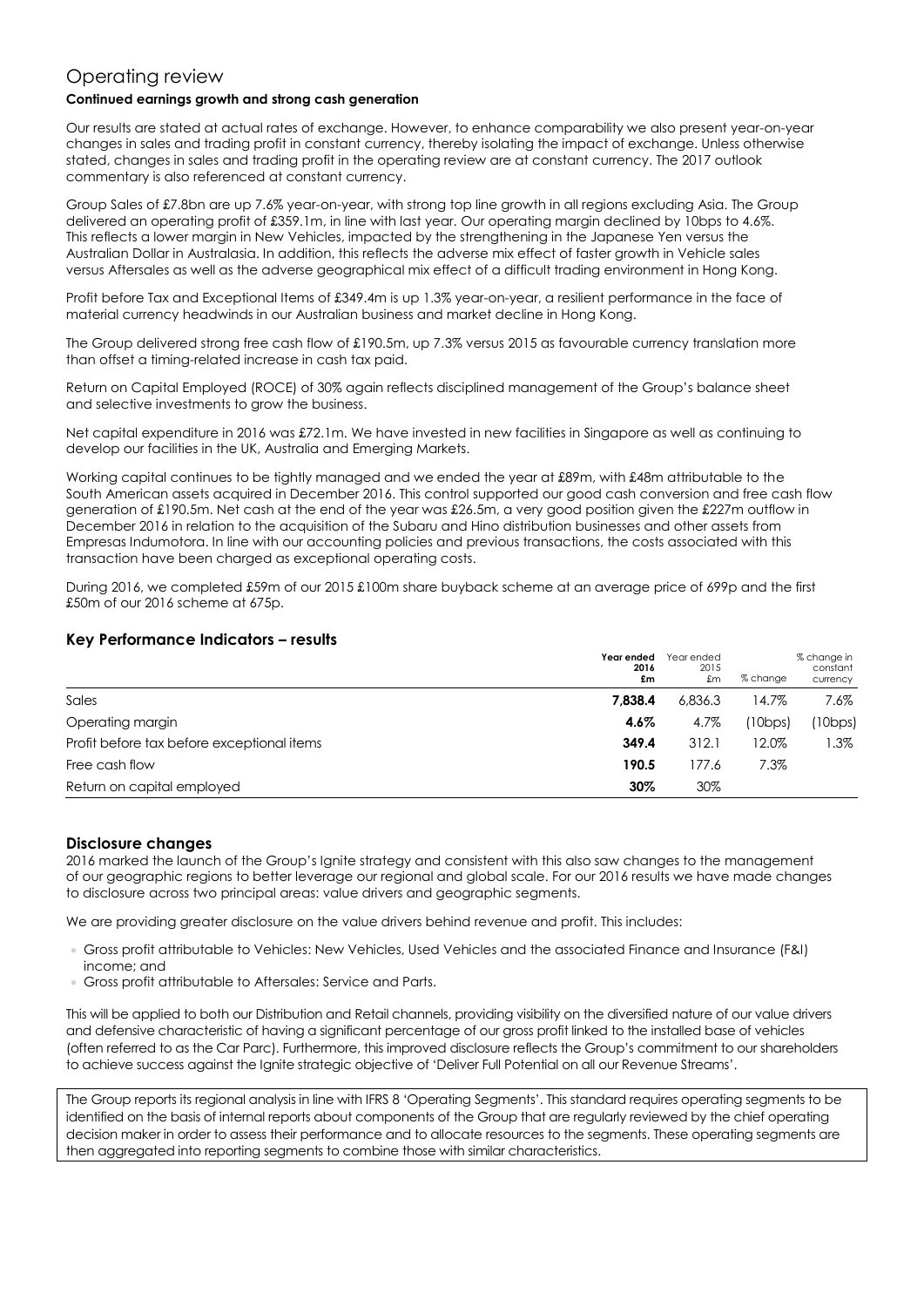# Operating review

**Continued earnings growth and strong cash generation**

Our results are stated at actual rates of exchange. However, to enhance comparability we also present year-on-year changes in sales and trading profit in constant currency, thereby isolating the impact of exchange. Unless otherwise stated, changes in sales and trading profit in the operating review are at constant currency. The 2017 outlook commentary is also referenced at constant currency.

Group Sales of £7.8bn are up 7.6% year-on-year, with strong top line growth in all regions excluding Asia. The Group delivered an operating profit of £359.1m, in line with last year. Our operating margin declined by 10bps to 4.6%. This reflects a lower margin in New Vehicles, impacted by the strengthening in the Japanese Yen versus the Australian Dollar in Australasia. In addition, this reflects the adverse mix effect of faster growth in Vehicle sales versus Aftersales as well as the adverse geographical mix effect of a difficult trading environment in Hong Kong.

Profit before Tax and Exceptional Items of £349.4m is up 1.3% year-on-year, a resilient performance in the face of material currency headwinds in our Australian business and market decline in Hong Kong.

The Group delivered strong free cash flow of £190.5m, up 7.3% versus 2015 as favourable currency translation more than offset a timing-related increase in cash tax paid.

Return on Capital Employed (ROCE) of 30% again reflects disciplined management of the Group's balance sheet and selective investments to grow the business.

Net capital expenditure in 2016 was £72.1m. We have invested in new facilities in Singapore as well as continuing to develop our facilities in the UK, Australia and Emerging Markets.

Working capital continues to be tightly managed and we ended the year at £89m, with £48m attributable to the South American assets acquired in December 2016. This control supported our good cash conversion and free cash flow generation of £190.5m. Net cash at the end of the year was £26.5m, a very good position given the £227m outflow in December 2016 in relation to the acquisition of the Subaru and Hino distribution businesses and other assets from Empresas Indumotora. In line with our accounting policies and previous transactions, the costs associated with this transaction have been charged as exceptional operating costs.

During 2016, we completed £59m of our 2015 £100m share buyback scheme at an average price of 699p and the first £50m of our 2016 scheme at 675p.

## Key Performance Indicators – results

| | **Year ended 2016 £m** | Year ended 2015 £m | % change | % change in constant currency |
|---|---|---|---|---|
| Sales | **7,838.4** | 6,836.3 | 14.7% | 7.6% |
| Operating margin | **4.6%** | 4.7% | (10bps) | (10bps) |
| Profit before tax before exceptional items | **349.4** | 312.1 | 12.0% | 1.3% |
| Free cash flow | **190.5** | 177.6 | 7.3% | |
| Return on capital employed | **30%** | 30% | | |

## Disclosure changes

2016 marked the launch of the Group's Ignite strategy and consistent with this also saw changes to the management of our geographic regions to better leverage our regional and global scale. For our 2016 results we have made changes to disclosure across two principal areas: value drivers and geographic segments.

We are providing greater disclosure on the value drivers behind revenue and profit. This includes:

- Gross profit attributable to Vehicles: New Vehicles, Used Vehicles and the associated Finance and Insurance (F&I) income; and
- Gross profit attributable to Aftersales: Service and Parts.

This will be applied to both our Distribution and Retail channels, providing visibility on the diversified nature of our value drivers and defensive characteristic of having a significant percentage of our gross profit linked to the installed base of vehicles (often referred to as the Car Parc). Furthermore, this improved disclosure reflects the Group's commitment to our shareholders to achieve success against the Ignite strategic objective of 'Deliver Full Potential on all our Revenue Streams'.

The Group reports its regional analysis in line with IFRS 8 'Operating Segments'. This standard requires operating segments to be identified on the basis of internal reports about components of the Group that are regularly reviewed by the chief operating decision maker in order to assess their performance and to allocate resources to the segments. These operating segments are then aggregated into reporting segments to combine those with similar characteristics.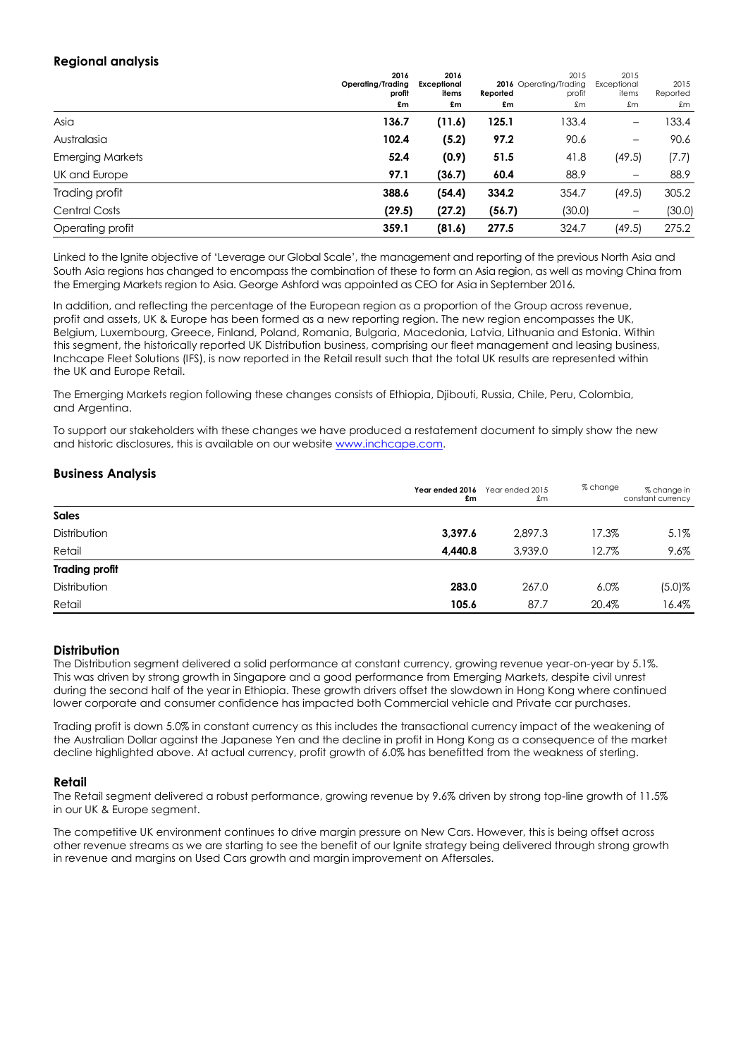## Regional analysis

| | 2016 Operating/Trading profit £m | 2016 Exceptional items £m | 2016 Reported £m | 2015 Operating/Trading profit £m | 2015 Exceptional items £m | 2015 Reported £m |
|---|---|---|---|---|---|---|
| Asia | **136.7** | **(11.6)** | **125.1** | 133.4 | – | 133.4 |
| Australasia | **102.4** | **(5.2)** | **97.2** | 90.6 | – | 90.6 |
| Emerging Markets | **52.4** | **(0.9)** | **51.5** | 41.8 | (49.5) | (7.7) |
| UK and Europe | **97.1** | **(36.7)** | **60.4** | 88.9 | – | 88.9 |
| Trading profit | **388.6** | **(54.4)** | **334.2** | 354.7 | (49.5) | 305.2 |
| Central Costs | **(29.5)** | **(27.2)** | **(56.7)** | (30.0) | – | (30.0) |
| Operating profit | **359.1** | **(81.6)** | **277.5** | 324.7 | (49.5) | 275.2 |

Linked to the Ignite objective of 'Leverage our Global Scale', the management and reporting of the previous North Asia and South Asia regions has changed to encompass the combination of these to form an Asia region, as well as moving China from the Emerging Markets region to Asia. George Ashford was appointed as CEO for Asia in September 2016.

In addition, and reflecting the percentage of the European region as a proportion of the Group across revenue, profit and assets, UK & Europe has been formed as a new reporting region. The new region encompasses the UK, Belgium, Luxembourg, Greece, Finland, Poland, Romania, Bulgaria, Macedonia, Latvia, Lithuania and Estonia. Within this segment, the historically reported UK Distribution business, comprising our fleet management and leasing business, Inchcape Fleet Solutions (IFS), is now reported in the Retail result such that the total UK results are represented within the UK and Europe Retail.

The Emerging Markets region following these changes consists of Ethiopia, Djibouti, Russia, Chile, Peru, Colombia, and Argentina.

To support our stakeholders with these changes we have produced a restatement document to simply show the new and historic disclosures, this is available on our website www.inchcape.com.

## Business Analysis

| | Year ended 2016 £m | Year ended 2015 £m | % change | % change in constant currency |
|---|---|---|---|---|
| **Sales** | | | | |
| Distribution | **3,397.6** | 2,897.3 | 17.3% | 5.1% |
| Retail | **4,440.8** | 3,939.0 | 12.7% | 9.6% |
| **Trading profit** | | | | |
| Distribution | **283.0** | 267.0 | 6.0% | (5.0)% |
| Retail | **105.6** | 87.7 | 20.4% | 16.4% |

### Distribution

The Distribution segment delivered a solid performance at constant currency, growing revenue year-on-year by 5.1%. This was driven by strong growth in Singapore and a good performance from Emerging Markets, despite civil unrest during the second half of the year in Ethiopia. These growth drivers offset the slowdown in Hong Kong where continued lower corporate and consumer confidence has impacted both Commercial vehicle and Private car purchases.

Trading profit is down 5.0% in constant currency as this includes the transactional currency impact of the weakening of the Australian Dollar against the Japanese Yen and the decline in profit in Hong Kong as a consequence of the market decline highlighted above. At actual currency, profit growth of 6.0% has benefitted from the weakness of sterling.

### Retail

The Retail segment delivered a robust performance, growing revenue by 9.6% driven by strong top-line growth of 11.5% in our UK & Europe segment.

The competitive UK environment continues to drive margin pressure on New Cars. However, this is being offset across other revenue streams as we are starting to see the benefit of our Ignite strategy being delivered through strong growth in revenue and margins on Used Cars growth and margin improvement on Aftersales.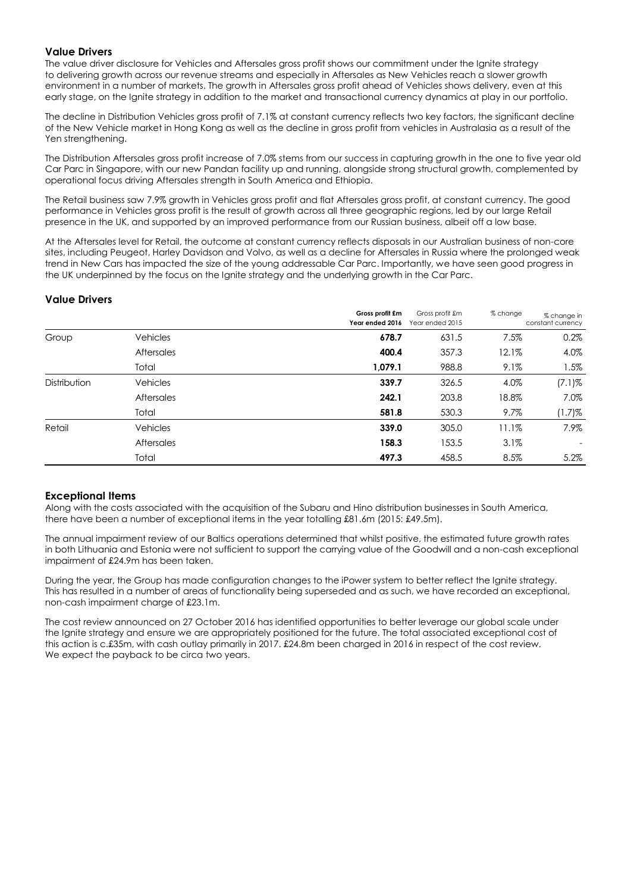## Value Drivers

The value driver disclosure for Vehicles and Aftersales gross profit shows our commitment under the Ignite strategy to delivering growth across our revenue streams and especially in Aftersales as New Vehicles reach a slower growth environment in a number of markets. The growth in Aftersales gross profit ahead of Vehicles shows delivery, even at this early stage, on the Ignite strategy in addition to the market and transactional currency dynamics at play in our portfolio.

The decline in Distribution Vehicles gross profit of 7.1% at constant currency reflects two key factors, the significant decline of the New Vehicle market in Hong Kong as well as the decline in gross profit from vehicles in Australasia as a result of the Yen strengthening.

The Distribution Aftersales gross profit increase of 7.0% stems from our success in capturing growth in the one to five year old Car Parc in Singapore, with our new Pandan facility up and running, alongside strong structural growth, complemented by operational focus driving Aftersales strength in South America and Ethiopia.

The Retail business saw 7.9% growth in Vehicles gross profit and flat Aftersales gross profit, at constant currency. The good performance in Vehicles gross profit is the result of growth across all three geographic regions, led by our large Retail presence in the UK, and supported by an improved performance from our Russian business, albeit off a low base.

At the Aftersales level for Retail, the outcome at constant currency reflects disposals in our Australian business of non-core sites, including Peugeot, Harley Davidson and Volvo, as well as a decline for Aftersales in Russia where the prolonged weak trend in New Cars has impacted the size of the young addressable Car Parc. Importantly, we have seen good progress in the UK underpinned by the focus on the Ignite strategy and the underlying growth in the Car Parc.

## Value Drivers

| | | **Gross profit £m Year ended 2016** | Gross profit £m Year ended 2015 | % change | % change in constant currency |
|---|---|---|---|---|---|
| Group | Vehicles | **678.7** | 631.5 | 7.5% | 0.2% |
| | Aftersales | **400.4** | 357.3 | 12.1% | 4.0% |
| | Total | **1,079.1** | 988.8 | 9.1% | 1.5% |
| Distribution | Vehicles | **339.7** | 326.5 | 4.0% | (7.1)% |
| | Aftersales | **242.1** | 203.8 | 18.8% | 7.0% |
| | Total | **581.8** | 530.3 | 9.7% | (1.7)% |
| Retail | Vehicles | **339.0** | 305.0 | 11.1% | 7.9% |
| | Aftersales | **158.3** | 153.5 | 3.1% | - |
| | Total | **497.3** | 458.5 | 8.5% | 5.2% |

## Exceptional Items

Along with the costs associated with the acquisition of the Subaru and Hino distribution businesses in South America, there have been a number of exceptional items in the year totalling £81.6m (2015: £49.5m).

The annual impairment review of our Baltics operations determined that whilst positive, the estimated future growth rates in both Lithuania and Estonia were not sufficient to support the carrying value of the Goodwill and a non-cash exceptional impairment of £24.9m has been taken.

During the year, the Group has made configuration changes to the iPower system to better reflect the Ignite strategy. This has resulted in a number of areas of functionality being superseded and as such, we have recorded an exceptional, non-cash impairment charge of £23.1m.

The cost review announced on 27 October 2016 has identified opportunities to better leverage our global scale under the Ignite strategy and ensure we are appropriately positioned for the future. The total associated exceptional cost of this action is c.£35m, with cash outlay primarily in 2017. £24.8m been charged in 2016 in respect of the cost review. We expect the payback to be circa two years.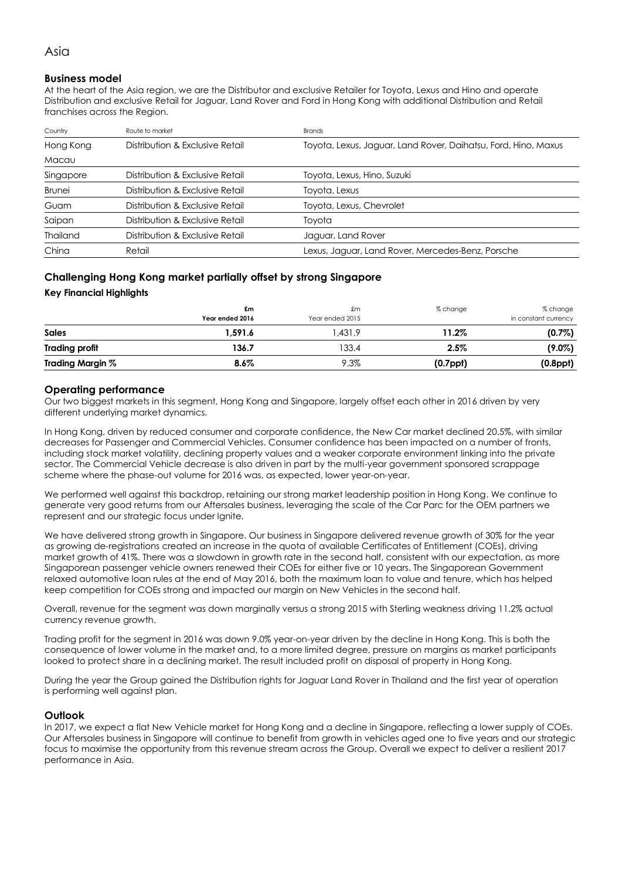# Asia

## Business model

At the heart of the Asia region, we are the Distributor and exclusive Retailer for Toyota, Lexus and Hino and operate Distribution and exclusive Retail for Jaguar, Land Rover and Ford in Hong Kong with additional Distribution and Retail franchises across the Region.

| Country | Route to market | Brands |
| --- | --- | --- |
| Hong Kong<br>Macau | Distribution & Exclusive Retail | Toyota, Lexus, Jaguar, Land Rover, Daihatsu, Ford, Hino, Maxus |
| Singapore | Distribution & Exclusive Retail | Toyota, Lexus, Hino, Suzuki |
| Brunei | Distribution & Exclusive Retail | Toyota, Lexus |
| Guam | Distribution & Exclusive Retail | Toyota, Lexus, Chevrolet |
| Saipan | Distribution & Exclusive Retail | Toyota |
| Thailand | Distribution & Exclusive Retail | Jaguar, Land Rover |
| China | Retail | Lexus, Jaguar, Land Rover, Mercedes-Benz, Porsche |

## Challenging Hong Kong market partially offset by strong Singapore

### Key Financial Highlights

| | £m<br>**Year ended 2016** | £m<br>Year ended 2015 | % change | % change<br>in constant currency |
| --- | --- | --- | --- | --- |
| **Sales** | **1,591.6** | 1,431.9 | **11.2%** | **(0.7%)** |
| **Trading profit** | **136.7** | 133.4 | **2.5%** | **(9.0%)** |
| **Trading Margin %** | **8.6%** | 9.3% | **(0.7ppt)** | **(0.8ppt)** |

## Operating performance

Our two biggest markets in this segment, Hong Kong and Singapore, largely offset each other in 2016 driven by very different underlying market dynamics.

In Hong Kong, driven by reduced consumer and corporate confidence, the New Car market declined 20.5%, with similar decreases for Passenger and Commercial Vehicles. Consumer confidence has been impacted on a number of fronts, including stock market volatility, declining property values and a weaker corporate environment linking into the private sector. The Commercial Vehicle decrease is also driven in part by the multi-year government sponsored scrappage scheme where the phase-out volume for 2016 was, as expected, lower year-on-year.

We performed well against this backdrop, retaining our strong market leadership position in Hong Kong. We continue to generate very good returns from our Aftersales business, leveraging the scale of the Car Parc for the OEM partners we represent and our strategic focus under Ignite.

We have delivered strong growth in Singapore. Our business in Singapore delivered revenue growth of 30% for the year as growing de-registrations created an increase in the quota of available Certificates of Entitlement (COEs), driving market growth of 41%. There was a slowdown in growth rate in the second half, consistent with our expectation, as more Singaporean passenger vehicle owners renewed their COEs for either five or 10 years. The Singaporean Government relaxed automotive loan rules at the end of May 2016, both the maximum loan to value and tenure, which has helped keep competition for COEs strong and impacted our margin on New Vehicles in the second half.

Overall, revenue for the segment was down marginally versus a strong 2015 with Sterling weakness driving 11.2% actual currency revenue growth.

Trading profit for the segment in 2016 was down 9.0% year-on-year driven by the decline in Hong Kong. This is both the consequence of lower volume in the market and, to a more limited degree, pressure on margins as market participants looked to protect share in a declining market. The result included profit on disposal of property in Hong Kong.

During the year the Group gained the Distribution rights for Jaguar Land Rover in Thailand and the first year of operation is performing well against plan.

## Outlook

In 2017, we expect a flat New Vehicle market for Hong Kong and a decline in Singapore, reflecting a lower supply of COEs. Our Aftersales business in Singapore will continue to benefit from growth in vehicles aged one to five years and our strategic focus to maximise the opportunity from this revenue stream across the Group. Overall we expect to deliver a resilient 2017 performance in Asia.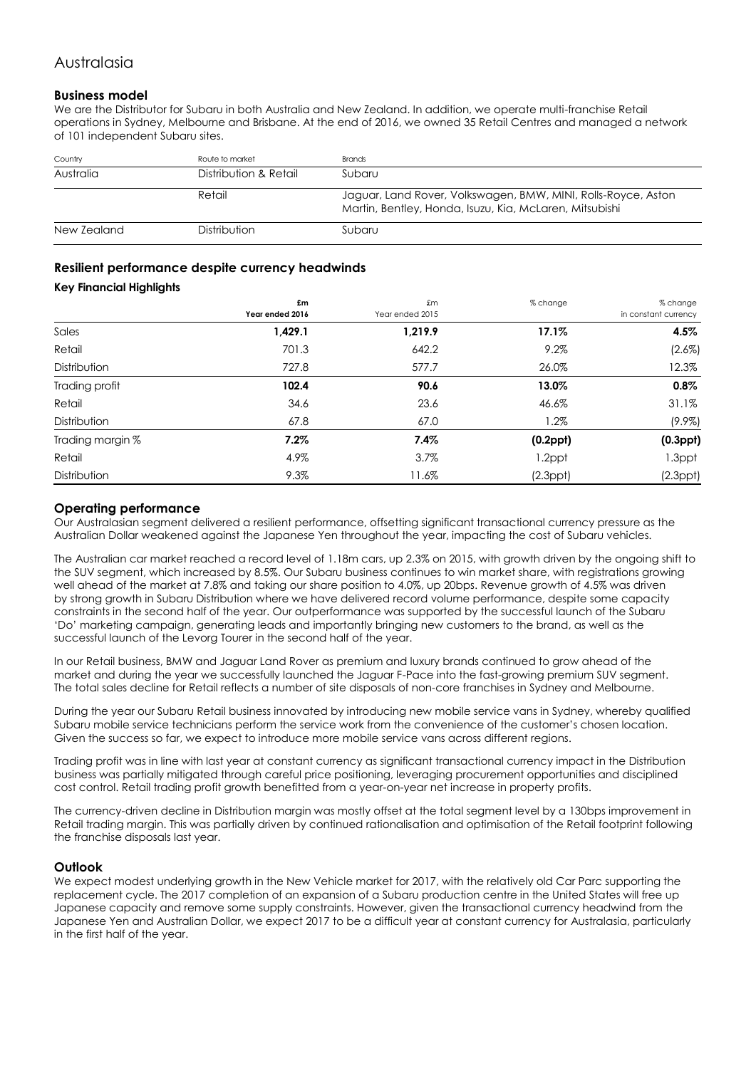# Australasia

### Business model

We are the Distributor for Subaru in both Australia and New Zealand. In addition, we operate multi-franchise Retail operations in Sydney, Melbourne and Brisbane. At the end of 2016, we owned 35 Retail Centres and managed a network of 101 independent Subaru sites.

| Country | Route to market | Brands |
|---|---|---|
| Australia | Distribution & Retail | Subaru |
| | Retail | Jaguar, Land Rover, Volkswagen, BMW, MINI, Rolls-Royce, Aston Martin, Bentley, Honda, Isuzu, Kia, McLaren, Mitsubishi |
| New Zealand | Distribution | Subaru |

## Resilient performance despite currency headwinds

### Key Financial Highlights

| | £m Year ended 2016 | £m Year ended 2015 | % change | % change in constant currency |
|---|---|---|---|---|
| Sales | **1,429.1** | **1,219.9** | **17.1%** | **4.5%** |
| Retail | 701.3 | 642.2 | 9.2% | (2.6%) |
| Distribution | 727.8 | 577.7 | 26.0% | 12.3% |
| Trading profit | **102.4** | **90.6** | **13.0%** | **0.8%** |
| Retail | 34.6 | 23.6 | 46.6% | 31.1% |
| Distribution | 67.8 | 67.0 | 1.2% | (9.9%) |
| Trading margin % | **7.2%** | **7.4%** | **(0.2ppt)** | **(0.3ppt)** |
| Retail | 4.9% | 3.7% | 1.2ppt | 1.3ppt |
| Distribution | 9.3% | 11.6% | (2.3ppt) | (2.3ppt) |

## Operating performance

Our Australasian segment delivered a resilient performance, offsetting significant transactional currency pressure as the Australian Dollar weakened against the Japanese Yen throughout the year, impacting the cost of Subaru vehicles.

The Australian car market reached a record level of 1.18m cars, up 2.3% on 2015, with growth driven by the ongoing shift to the SUV segment, which increased by 8.5%. Our Subaru business continues to win market share, with registrations growing well ahead of the market at 7.8% and taking our share position to 4.0%, up 20bps. Revenue growth of 4.5% was driven by strong growth in Subaru Distribution where we have delivered record volume performance, despite some capacity constraints in the second half of the year. Our outperformance was supported by the successful launch of the Subaru 'Do' marketing campaign, generating leads and importantly bringing new customers to the brand, as well as the successful launch of the Levorg Tourer in the second half of the year.

In our Retail business, BMW and Jaguar Land Rover as premium and luxury brands continued to grow ahead of the market and during the year we successfully launched the Jaguar F-Pace into the fast-growing premium SUV segment. The total sales decline for Retail reflects a number of site disposals of non-core franchises in Sydney and Melbourne.

During the year our Subaru Retail business innovated by introducing new mobile service vans in Sydney, whereby qualified Subaru mobile service technicians perform the service work from the convenience of the customer's chosen location. Given the success so far, we expect to introduce more mobile service vans across different regions.

Trading profit was in line with last year at constant currency as significant transactional currency impact in the Distribution business was partially mitigated through careful price positioning, leveraging procurement opportunities and disciplined cost control. Retail trading profit growth benefitted from a year-on-year net increase in property profits.

The currency-driven decline in Distribution margin was mostly offset at the total segment level by a 130bps improvement in Retail trading margin. This was partially driven by continued rationalisation and optimisation of the Retail footprint following the franchise disposals last year.

## Outlook

We expect modest underlying growth in the New Vehicle market for 2017, with the relatively old Car Parc supporting the replacement cycle. The 2017 completion of an expansion of a Subaru production centre in the United States will free up Japanese capacity and remove some supply constraints. However, given the transactional currency headwind from the Japanese Yen and Australian Dollar, we expect 2017 to be a difficult year at constant currency for Australasia, particularly in the first half of the year.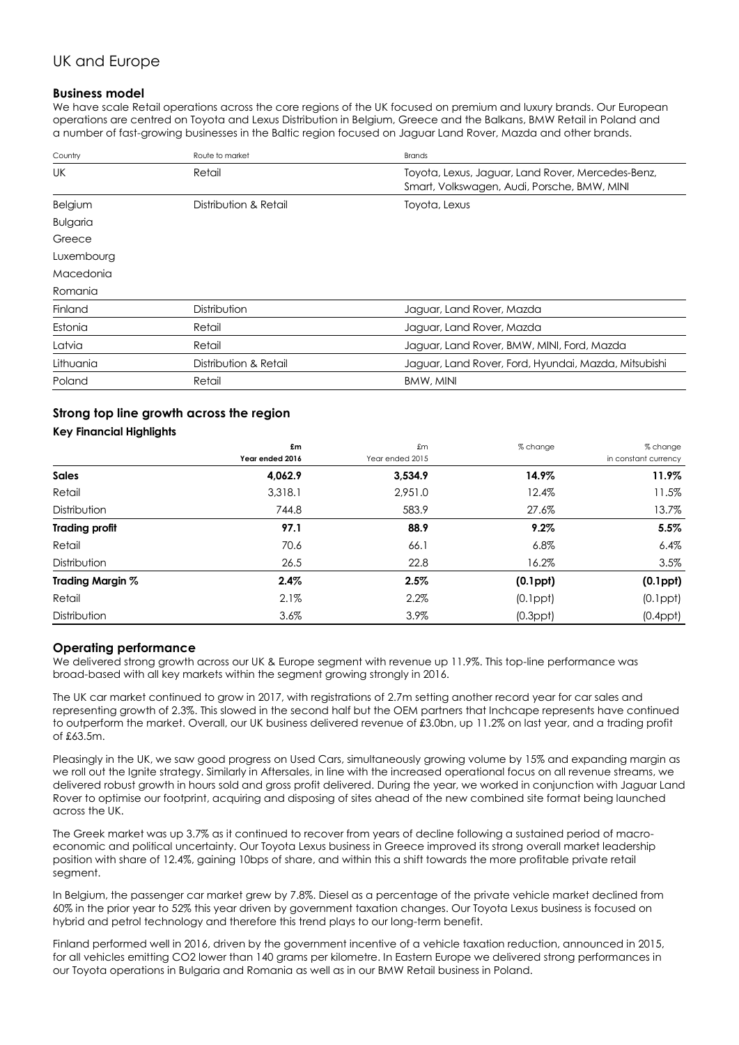# UK and Europe

### Business model

We have scale Retail operations across the core regions of the UK focused on premium and luxury brands. Our European operations are centred on Toyota and Lexus Distribution in Belgium, Greece and the Balkans, BMW Retail in Poland and a number of fast-growing businesses in the Baltic region focused on Jaguar Land Rover, Mazda and other brands.

| Country | Route to market | Brands |
|---|---|---|
| UK | Retail | Toyota, Lexus, Jaguar, Land Rover, Mercedes-Benz, Smart, Volkswagen, Audi, Porsche, BMW, MINI |
| Belgium | Distribution & Retail | Toyota, Lexus |
| Bulgaria | | |
| Greece | | |
| Luxembourg | | |
| Macedonia | | |
| Romania | | |
| Finland | Distribution | Jaguar, Land Rover, Mazda |
| Estonia | Retail | Jaguar, Land Rover, Mazda |
| Latvia | Retail | Jaguar, Land Rover, BMW, MINI, Ford, Mazda |
| Lithuania | Distribution & Retail | Jaguar, Land Rover, Ford, Hyundai, Mazda, Mitsubishi |
| Poland | Retail | BMW, MINI |

### Strong top line growth across the region

#### Key Financial Highlights

| | **£m**<br>**Year ended 2016** | £m<br>Year ended 2015 | % change | % change<br>in constant currency |
|---|---|---|---|---|
| **Sales** | **4,062.9** | **3,534.9** | **14.9%** | **11.9%** |
| Retail | 3,318.1 | 2,951.0 | 12.4% | 11.5% |
| Distribution | 744.8 | 583.9 | 27.6% | 13.7% |
| **Trading profit** | **97.1** | **88.9** | **9.2%** | **5.5%** |
| Retail | 70.6 | 66.1 | 6.8% | 6.4% |
| Distribution | 26.5 | 22.8 | 16.2% | 3.5% |
| **Trading Margin %** | **2.4%** | **2.5%** | **(0.1ppt)** | **(0.1ppt)** |
| Retail | 2.1% | 2.2% | (0.1ppt) | (0.1ppt) |
| Distribution | 3.6% | 3.9% | (0.3ppt) | (0.4ppt) |

### Operating performance

We delivered strong growth across our UK & Europe segment with revenue up 11.9%. This top-line performance was broad-based with all key markets within the segment growing strongly in 2016.

The UK car market continued to grow in 2017, with registrations of 2.7m setting another record year for car sales and representing growth of 2.3%. This slowed in the second half but the OEM partners that Inchcape represents have continued to outperform the market. Overall, our UK business delivered revenue of £3.0bn, up 11.2% on last year, and a trading profit of £63.5m.

Pleasingly in the UK, we saw good progress on Used Cars, simultaneously growing volume by 15% and expanding margin as we roll out the Ignite strategy. Similarly in Aftersales, in line with the increased operational focus on all revenue streams, we delivered robust growth in hours sold and gross profit delivered. During the year, we worked in conjunction with Jaguar Land Rover to optimise our footprint, acquiring and disposing of sites ahead of the new combined site format being launched across the UK.

The Greek market was up 3.7% as it continued to recover from years of decline following a sustained period of macro-economic and political uncertainty. Our Toyota Lexus business in Greece improved its strong overall market leadership position with share of 12.4%, gaining 10bps of share, and within this a shift towards the more profitable private retail segment.

In Belgium, the passenger car market grew by 7.8%. Diesel as a percentage of the private vehicle market declined from 60% in the prior year to 52% this year driven by government taxation changes. Our Toyota Lexus business is focused on hybrid and petrol technology and therefore this trend plays to our long-term benefit.

Finland performed well in 2016, driven by the government incentive of a vehicle taxation reduction, announced in 2015, for all vehicles emitting $CO_2$ lower than 140 grams per kilometre. In Eastern Europe we delivered strong performances in our Toyota operations in Bulgaria and Romania as well as in our BMW Retail business in Poland.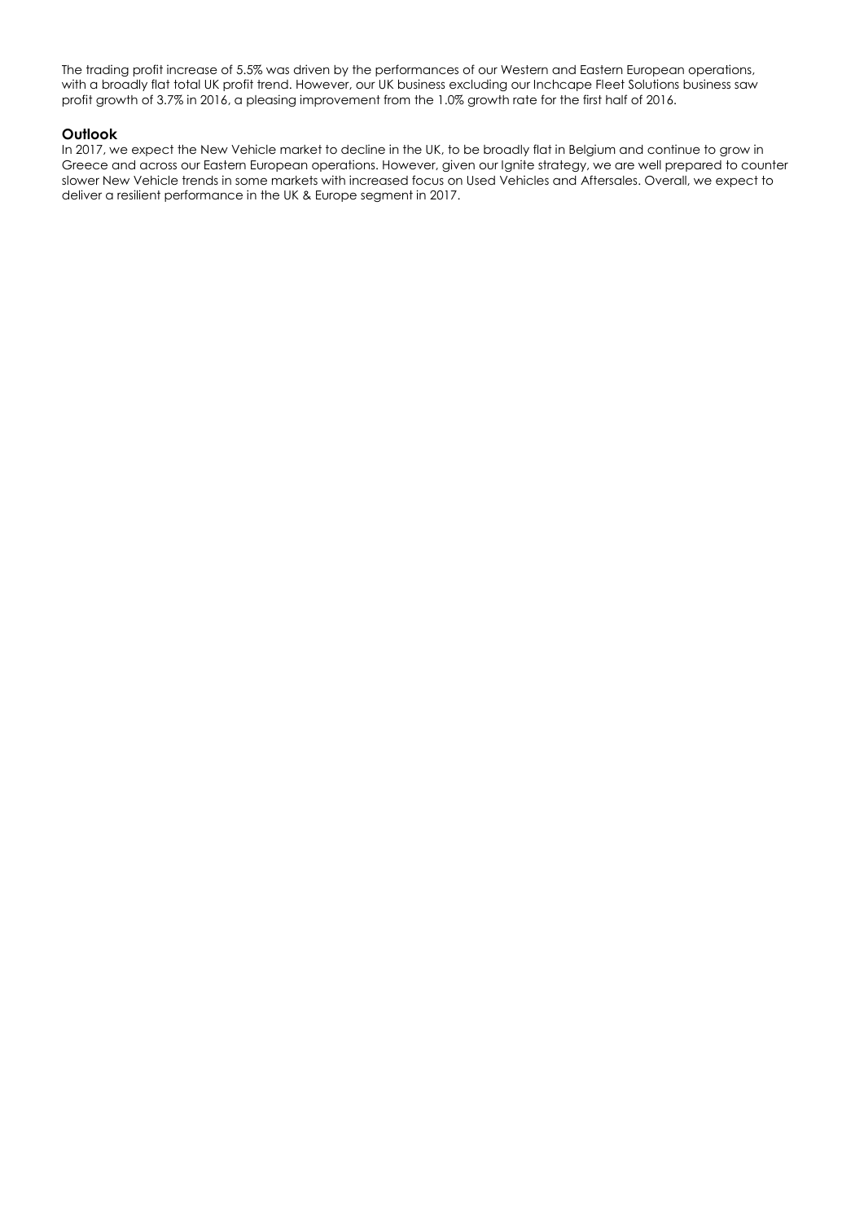The trading profit increase of 5.5% was driven by the performances of our Western and Eastern European operations, with a broadly flat total UK profit trend. However, our UK business excluding our Inchcape Fleet Solutions business saw profit growth of 3.7% in 2016, a pleasing improvement from the 1.0% growth rate for the first half of 2016.

**Outlook**

In 2017, we expect the New Vehicle market to decline in the UK, to be broadly flat in Belgium and continue to grow in Greece and across our Eastern European operations. However, given our Ignite strategy, we are well prepared to counter slower New Vehicle trends in some markets with increased focus on Used Vehicles and Aftersales. Overall, we expect to deliver a resilient performance in the UK & Europe segment in 2017.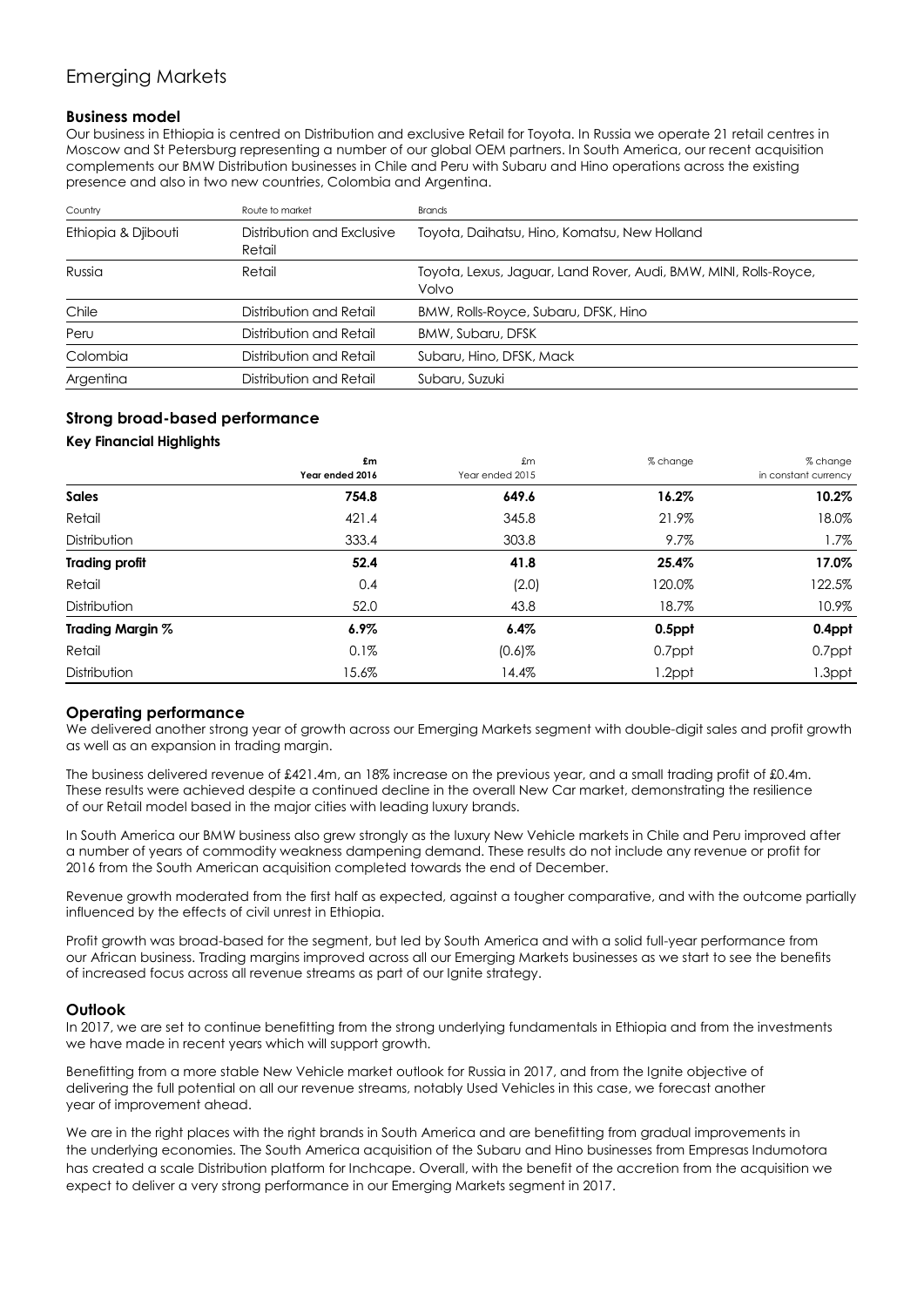# Emerging Markets

### Business model

Our business in Ethiopia is centred on Distribution and exclusive Retail for Toyota. In Russia we operate 21 retail centres in Moscow and St Petersburg representing a number of our global OEM partners. In South America, our recent acquisition complements our BMW Distribution businesses in Chile and Peru with Subaru and Hino operations across the existing presence and also in two new countries, Colombia and Argentina.

| Country | Route to market | Brands |
|---|---|---|
| Ethiopia & Djibouti | Distribution and Exclusive Retail | Toyota, Daihatsu, Hino, Komatsu, New Holland |
| Russia | Retail | Toyota, Lexus, Jaguar, Land Rover, Audi, BMW, MINI, Rolls-Royce, Volvo |
| Chile | Distribution and Retail | BMW, Rolls-Royce, Subaru, DFSK, Hino |
| Peru | Distribution and Retail | BMW, Subaru, DFSK |
| Colombia | Distribution and Retail | Subaru, Hino, DFSK, Mack |
| Argentina | Distribution and Retail | Subaru, Suzuki |

## Strong broad-based performance

### Key Financial Highlights

| | £m Year ended 2016 | £m Year ended 2015 | % change | % change in constant currency |
|---|---|---|---|---|
| **Sales** | **754.8** | **649.6** | **16.2%** | **10.2%** |
| Retail | 421.4 | 345.8 | 21.9% | 18.0% |
| Distribution | 333.4 | 303.8 | 9.7% | 1.7% |
| **Trading profit** | **52.4** | **41.8** | **25.4%** | **17.0%** |
| Retail | 0.4 | (2.0) | 120.0% | 122.5% |
| Distribution | 52.0 | 43.8 | 18.7% | 10.9% |
| **Trading Margin %** | **6.9%** | **6.4%** | **0.5ppt** | **0.4ppt** |
| Retail | 0.1% | (0.6)% | 0.7ppt | 0.7ppt |
| Distribution | 15.6% | 14.4% | 1.2ppt | 1.3ppt |

### Operating performance

We delivered another strong year of growth across our Emerging Markets segment with double-digit sales and profit growth as well as an expansion in trading margin.

The business delivered revenue of £421.4m, an 18% increase on the previous year, and a small trading profit of £0.4m. These results were achieved despite a continued decline in the overall New Car market, demonstrating the resilience of our Retail model based in the major cities with leading luxury brands.

In South America our BMW business also grew strongly as the luxury New Vehicle markets in Chile and Peru improved after a number of years of commodity weakness dampening demand. These results do not include any revenue or profit for 2016 from the South American acquisition completed towards the end of December.

Revenue growth moderated from the first half as expected, against a tougher comparative, and with the outcome partially influenced by the effects of civil unrest in Ethiopia.

Profit growth was broad-based for the segment, but led by South America and with a solid full-year performance from our African business. Trading margins improved across all our Emerging Markets businesses as we start to see the benefits of increased focus across all revenue streams as part of our Ignite strategy.

### Outlook

In 2017, we are set to continue benefitting from the strong underlying fundamentals in Ethiopia and from the investments we have made in recent years which will support growth.

Benefitting from a more stable New Vehicle market outlook for Russia in 2017, and from the Ignite objective of delivering the full potential on all our revenue streams, notably Used Vehicles in this case, we forecast another year of improvement ahead.

We are in the right places with the right brands in South America and are benefitting from gradual improvements in the underlying economies. The South America acquisition of the Subaru and Hino businesses from Empresas Indumotora has created a scale Distribution platform for Inchcape. Overall, with the benefit of the accretion from the acquisition we expect to deliver a very strong performance in our Emerging Markets segment in 2017.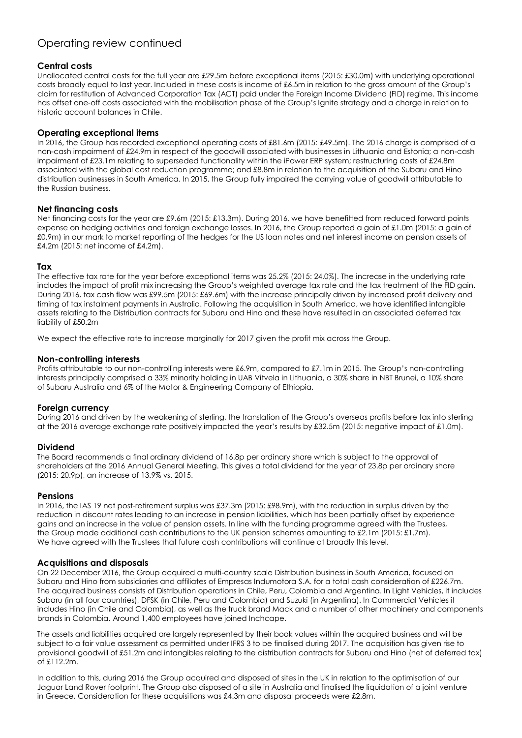# Operating review continued

## Central costs

Unallocated central costs for the full year are £29.5m before exceptional items (2015: £30.0m) with underlying operational costs broadly equal to last year. Included in these costs is income of £6.5m in relation to the gross amount of the Group's claim for restitution of Advanced Corporation Tax (ACT) paid under the Foreign Income Dividend (FID) regime. This income has offset one-off costs associated with the mobilisation phase of the Group's Ignite strategy and a charge in relation to historic account balances in Chile.

## Operating exceptional items

In 2016, the Group has recorded exceptional operating costs of £81.6m (2015: £49.5m). The 2016 charge is comprised of a non-cash impairment of £24.9m in respect of the goodwill associated with businesses in Lithuania and Estonia; a non-cash impairment of £23.1m relating to superseded functionality within the iPower ERP system; restructuring costs of £24.8m associated with the global cost reduction programme; and £8.8m in relation to the acquisition of the Subaru and Hino distribution businesses in South America. In 2015, the Group fully impaired the carrying value of goodwill attributable to the Russian business.

## Net financing costs

Net financing costs for the year are £9.6m (2015: £13.3m). During 2016, we have benefitted from reduced forward points expense on hedging activities and foreign exchange losses. In 2016, the Group reported a gain of £1.0m (2015: a gain of £0.9m) in our mark to market reporting of the hedges for the US loan notes and net interest income on pension assets of £4.2m (2015: net income of £4.2m).

## Tax

The effective tax rate for the year before exceptional items was 25.2% (2015: 24.0%). The increase in the underlying rate includes the impact of profit mix increasing the Group's weighted average tax rate and the tax treatment of the FID gain. During 2016, tax cash flow was £99.5m (2015: £69.6m) with the increase principally driven by increased profit delivery and timing of tax instalment payments in Australia. Following the acquisition in South America, we have identified intangible assets relating to the Distribution contracts for Subaru and Hino and these have resulted in an associated deferred tax liability of £50.2m

We expect the effective rate to increase marginally for 2017 given the profit mix across the Group.

## Non-controlling interests

Profits attributable to our non-controlling interests were £6.9m, compared to £7.1m in 2015. The Group's non-controlling interests principally comprised a 33% minority holding in UAB Vitvela in Lithuania, a 30% share in NBT Brunei, a 10% share of Subaru Australia and 6% of the Motor & Engineering Company of Ethiopia.

## Foreign currency

During 2016 and driven by the weakening of sterling, the translation of the Group's overseas profits before tax into sterling at the 2016 average exchange rate positively impacted the year's results by £32.5m (2015: negative impact of £1.0m).

## Dividend

The Board recommends a final ordinary dividend of 16.8p per ordinary share which is subject to the approval of shareholders at the 2016 Annual General Meeting. This gives a total dividend for the year of 23.8p per ordinary share (2015: 20.9p), an increase of 13.9% vs. 2015.

## Pensions

In 2016, the IAS 19 net post-retirement surplus was £37.3m (2015: £98.9m), with the reduction in surplus driven by the reduction in discount rates leading to an increase in pension liabilities, which has been partially offset by experience gains and an increase in the value of pension assets. In line with the funding programme agreed with the Trustees, the Group made additional cash contributions to the UK pension schemes amounting to £2.1m (2015: £1.7m). We have agreed with the Trustees that future cash contributions will continue at broadly this level.

## Acquisitions and disposals

On 22 December 2016, the Group acquired a multi-country scale Distribution business in South America, focused on Subaru and Hino from subsidiaries and affiliates of Empresas Indumotora S.A. for a total cash consideration of £226.7m. The acquired business consists of Distribution operations in Chile, Peru, Colombia and Argentina. In Light Vehicles, it includes Subaru (in all four countries), DFSK (in Chile, Peru and Colombia) and Suzuki (in Argentina). In Commercial Vehicles it includes Hino (in Chile and Colombia), as well as the truck brand Mack and a number of other machinery and components brands in Colombia. Around 1,400 employees have joined Inchcape.

The assets and liabilities acquired are largely represented by their book values within the acquired business and will be subject to a fair value assessment as permitted under IFRS 3 to be finalised during 2017. The acquisition has given rise to provisional goodwill of £51.2m and intangibles relating to the distribution contracts for Subaru and Hino (net of deferred tax) of £112.2m.

In addition to this, during 2016 the Group acquired and disposed of sites in the UK in relation to the optimisation of our Jaguar Land Rover footprint. The Group also disposed of a site in Australia and finalised the liquidation of a joint venture in Greece. Consideration for these acquisitions was £4.3m and disposal proceeds were £2.8m.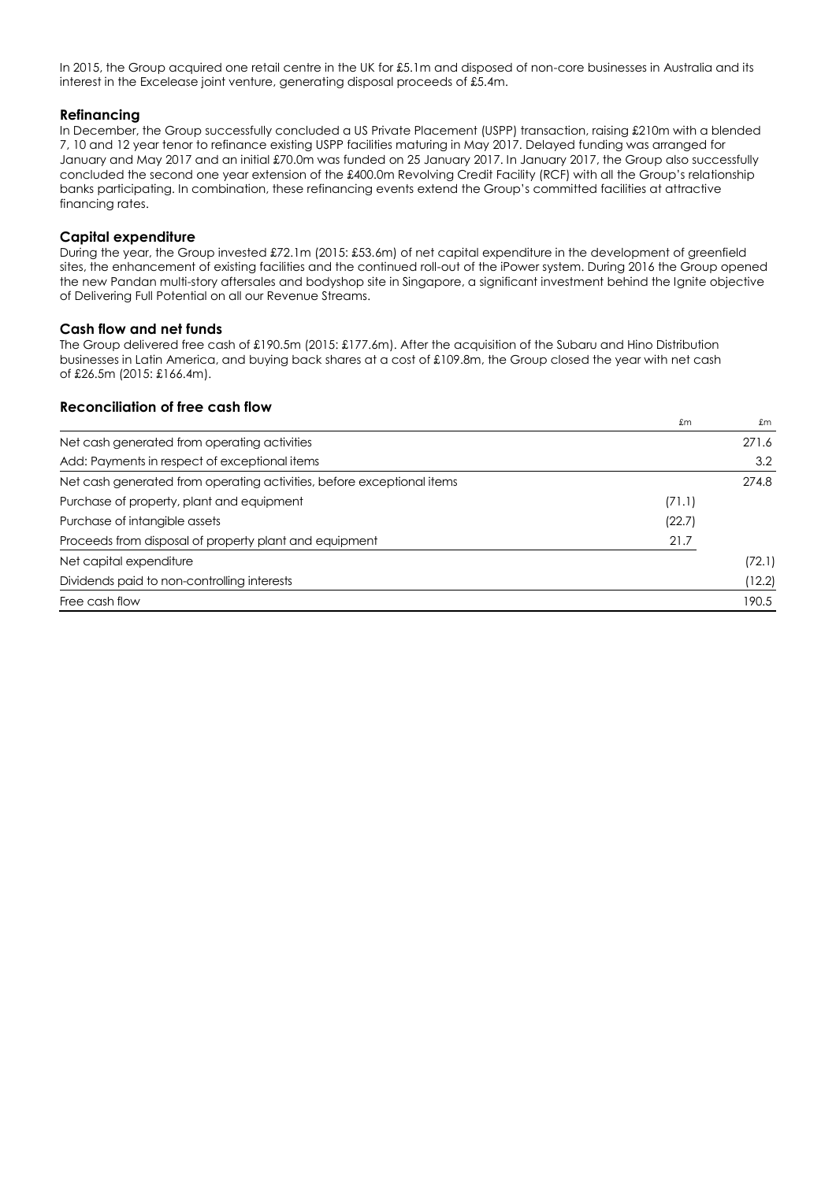In 2015, the Group acquired one retail centre in the UK for £5.1m and disposed of non-core businesses in Australia and its interest in the Excelease joint venture, generating disposal proceeds of £5.4m.

### Refinancing

In December, the Group successfully concluded a US Private Placement (USPP) transaction, raising £210m with a blended 7, 10 and 12 year tenor to refinance existing USPP facilities maturing in May 2017. Delayed funding was arranged for January and May 2017 and an initial £70.0m was funded on 25 January 2017. In January 2017, the Group also successfully concluded the second one year extension of the £400.0m Revolving Credit Facility (RCF) with all the Group's relationship banks participating. In combination, these refinancing events extend the Group's committed facilities at attractive financing rates.

### Capital expenditure

During the year, the Group invested £72.1m (2015: £53.6m) of net capital expenditure in the development of greenfield sites, the enhancement of existing facilities and the continued roll-out of the iPower system. During 2016 the Group opened the new Pandan multi-story aftersales and bodyshop site in Singapore, a significant investment behind the Ignite objective of Delivering Full Potential on all our Revenue Streams.

### Cash flow and net funds

The Group delivered free cash of £190.5m (2015: £177.6m). After the acquisition of the Subaru and Hino Distribution businesses in Latin America, and buying back shares at a cost of £109.8m, the Group closed the year with net cash of £26.5m (2015: £166.4m).

### Reconciliation of free cash flow

| | £m | £m |
|---|---|---|
| Net cash generated from operating activities | | 271.6 |
| Add: Payments in respect of exceptional items | | 3.2 |
| Net cash generated from operating activities, before exceptional items | | 274.8 |
| Purchase of property, plant and equipment | (71.1) | |
| Purchase of intangible assets | (22.7) | |
| Proceeds from disposal of property plant and equipment | 21.7 | |
| Net capital expenditure | | (72.1) |
| Dividends paid to non-controlling interests | | (12.2) |
| Free cash flow | | 190.5 |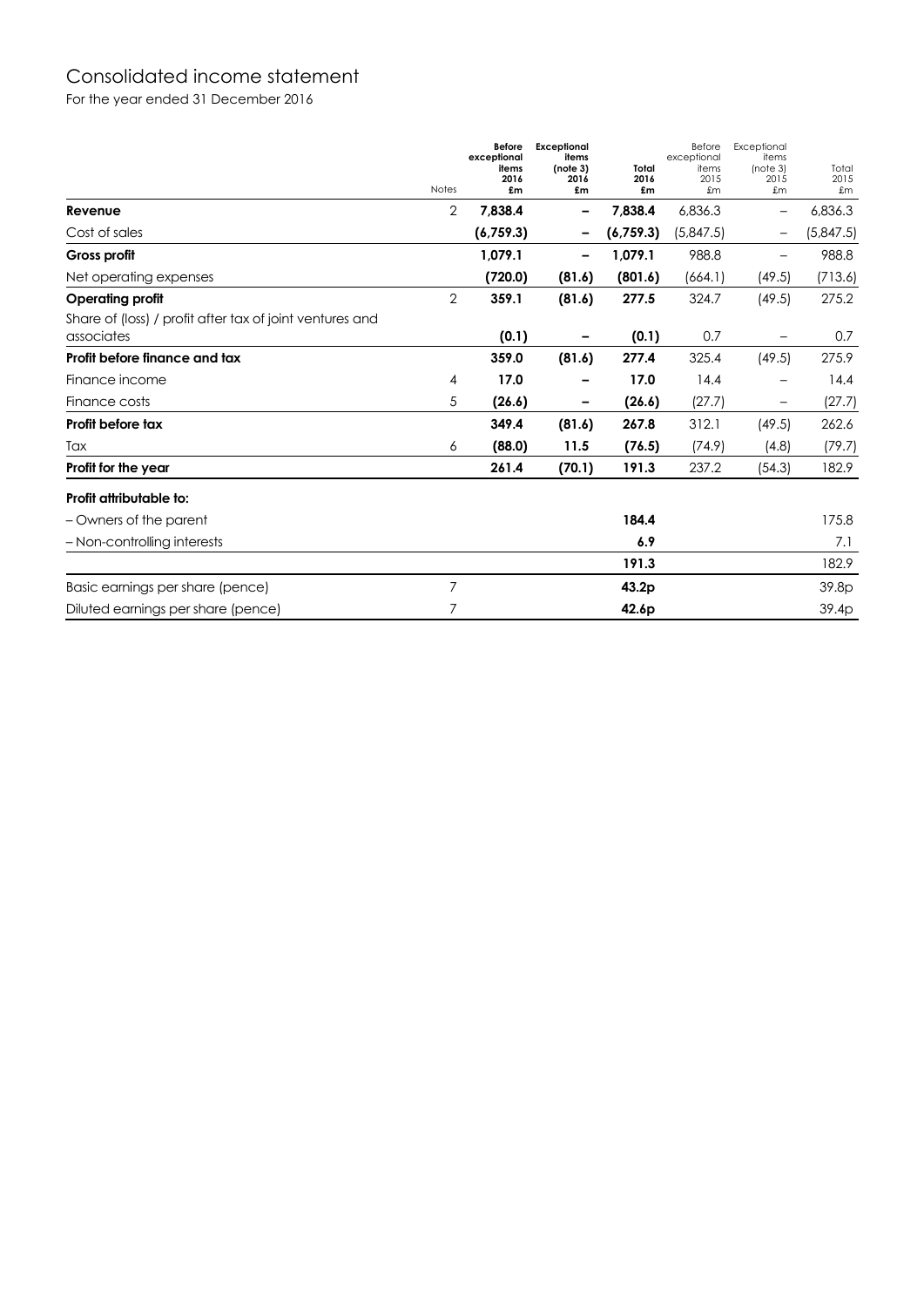# Consolidated income statement

For the year ended 31 December 2016

| | Notes | **Before exceptional items 2016 £m** | **Exceptional items (note 3) 2016 £m** | **Total 2016 £m** | Before exceptional items 2015 £m | Exceptional items (note 3) 2015 £m | Total 2015 £m |
|---|---|---|---|---|---|---|---|
| **Revenue** | 2 | **7,838.4** | **–** | **7,838.4** | 6,836.3 | – | 6,836.3 |
| Cost of sales | | **(6,759.3)** | **–** | **(6,759.3)** | (5,847.5) | – | (5,847.5) |
| **Gross profit** | | **1,079.1** | **–** | **1,079.1** | 988.8 | – | 988.8 |
| Net operating expenses | | **(720.0)** | **(81.6)** | **(801.6)** | (664.1) | (49.5) | (713.6) |
| **Operating profit** | 2 | **359.1** | **(81.6)** | **277.5** | 324.7 | (49.5) | 275.2 |
| Share of (loss) / profit after tax of joint ventures and associates | | **(0.1)** | **–** | **(0.1)** | 0.7 | – | 0.7 |
| **Profit before finance and tax** | | **359.0** | **(81.6)** | **277.4** | 325.4 | (49.5) | 275.9 |
| Finance income | 4 | **17.0** | **–** | **17.0** | 14.4 | – | 14.4 |
| Finance costs | 5 | **(26.6)** | **–** | **(26.6)** | (27.7) | – | (27.7) |
| **Profit before tax** | | **349.4** | **(81.6)** | **267.8** | 312.1 | (49.5) | 262.6 |
| Tax | 6 | **(88.0)** | **11.5** | **(76.5)** | (74.9) | (4.8) | (79.7) |
| **Profit for the year** | | **261.4** | **(70.1)** | **191.3** | 237.2 | (54.3) | 182.9 |
| **Profit attributable to:** | | | | | | | |
| – Owners of the parent | | | | **184.4** | | | 175.8 |
| – Non-controlling interests | | | | **6.9** | | | 7.1 |
| | | | | **191.3** | | | 182.9 |
| Basic earnings per share (pence) | 7 | | | **43.2p** | | | 39.8p |
| Diluted earnings per share (pence) | 7 | | | **42.6p** | | | 39.4p |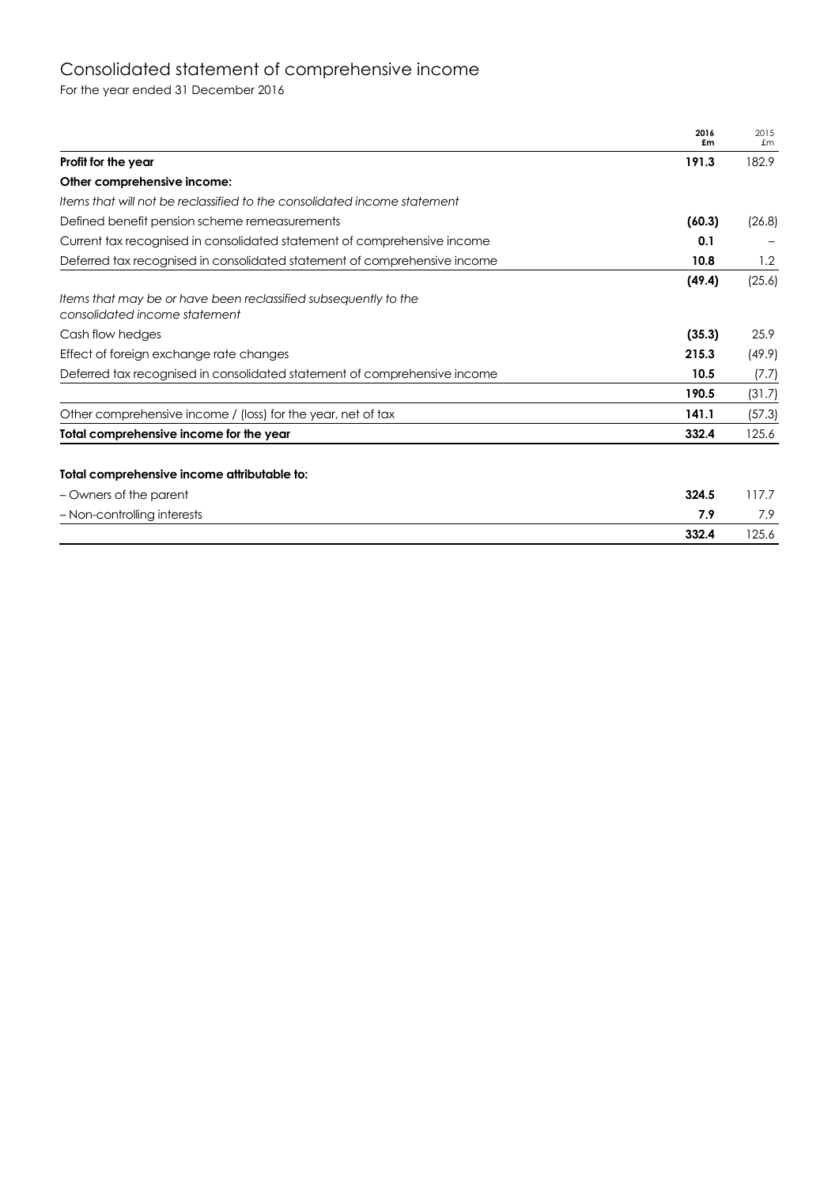# Consolidated statement of comprehensive income

For the year ended 31 December 2016

| | **2016 £m** | 2015 £m |
|---|---|---|
| **Profit for the year** | **191.3** | 182.9 |
| **Other comprehensive income:** | | |
| *Items that will not be reclassified to the consolidated income statement* | | |
| Defined benefit pension scheme remeasurements | **(60.3)** | (26.8) |
| Current tax recognised in consolidated statement of comprehensive income | **0.1** | – |
| Deferred tax recognised in consolidated statement of comprehensive income | **10.8** | 1.2 |
| | **(49.4)** | (25.6) |
| *Items that may be or have been reclassified subsequently to the consolidated income statement* | | |
| Cash flow hedges | **(35.3)** | 25.9 |
| Effect of foreign exchange rate changes | **215.3** | (49.9) |
| Deferred tax recognised in consolidated statement of comprehensive income | **10.5** | (7.7) |
| | **190.5** | (31.7) |
| Other comprehensive income / (loss) for the year, net of tax | **141.1** | (57.3) |
| **Total comprehensive income for the year** | **332.4** | 125.6 |
| | | |
| **Total comprehensive income attributable to:** | | |
| – Owners of the parent | **324.5** | 117.7 |
| – Non-controlling interests | **7.9** | 7.9 |
| | **332.4** | 125.6 |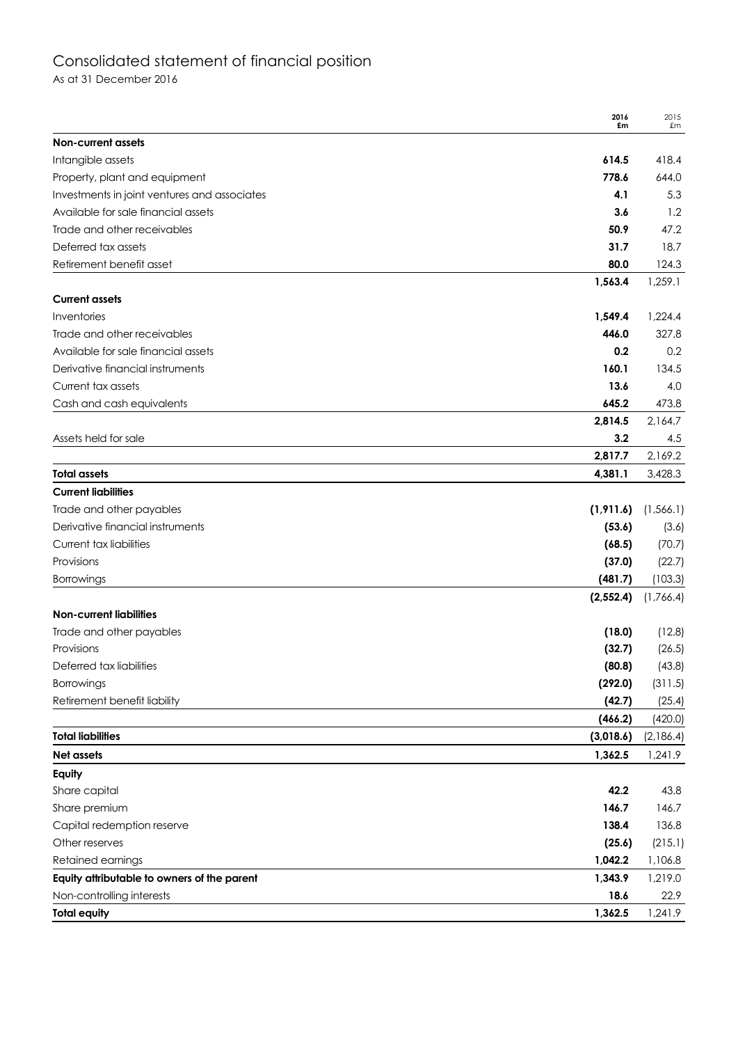# Consolidated statement of financial position

As at 31 December 2016

| | 2016 £m | 2015 £m |
|---|---|---|
| **Non-current assets** | | |
| Intangible assets | **614.5** | 418.4 |
| Property, plant and equipment | **778.6** | 644.0 |
| Investments in joint ventures and associates | **4.1** | 5.3 |
| Available for sale financial assets | **3.6** | 1.2 |
| Trade and other receivables | **50.9** | 47.2 |
| Deferred tax assets | **31.7** | 18.7 |
| Retirement benefit asset | **80.0** | 124.3 |
| | **1,563.4** | 1,259.1 |
| **Current assets** | | |
| Inventories | **1,549.4** | 1,224.4 |
| Trade and other receivables | **446.0** | 327.8 |
| Available for sale financial assets | **0.2** | 0.2 |
| Derivative financial instruments | **160.1** | 134.5 |
| Current tax assets | **13.6** | 4.0 |
| Cash and cash equivalents | **645.2** | 473.8 |
| | **2,814.5** | 2,164.7 |
| Assets held for sale | **3.2** | 4.5 |
| | **2,817.7** | 2,169.2 |
| **Total assets** | **4,381.1** | 3,428.3 |
| **Current liabilities** | | |
| Trade and other payables | **(1,911.6)** | (1,566.1) |
| Derivative financial instruments | **(53.6)** | (3.6) |
| Current tax liabilities | **(68.5)** | (70.7) |
| Provisions | **(37.0)** | (22.7) |
| Borrowings | **(481.7)** | (103.3) |
| | **(2,552.4)** | (1,766.4) |
| **Non-current liabilities** | | |
| Trade and other payables | **(18.0)** | (12.8) |
| Provisions | **(32.7)** | (26.5) |
| Deferred tax liabilities | **(80.8)** | (43.8) |
| Borrowings | **(292.0)** | (311.5) |
| Retirement benefit liability | **(42.7)** | (25.4) |
| | **(466.2)** | (420.0) |
| **Total liabilities** | **(3,018.6)** | (2,186.4) |
| **Net assets** | **1,362.5** | 1,241.9 |
| **Equity** | | |
| Share capital | **42.2** | 43.8 |
| Share premium | **146.7** | 146.7 |
| Capital redemption reserve | **138.4** | 136.8 |
| Other reserves | **(25.6)** | (215.1) |
| Retained earnings | **1,042.2** | 1,106.8 |
| **Equity attributable to owners of the parent** | **1,343.9** | 1,219.0 |
| Non-controlling interests | **18.6** | 22.9 |
| **Total equity** | **1,362.5** | 1,241.9 |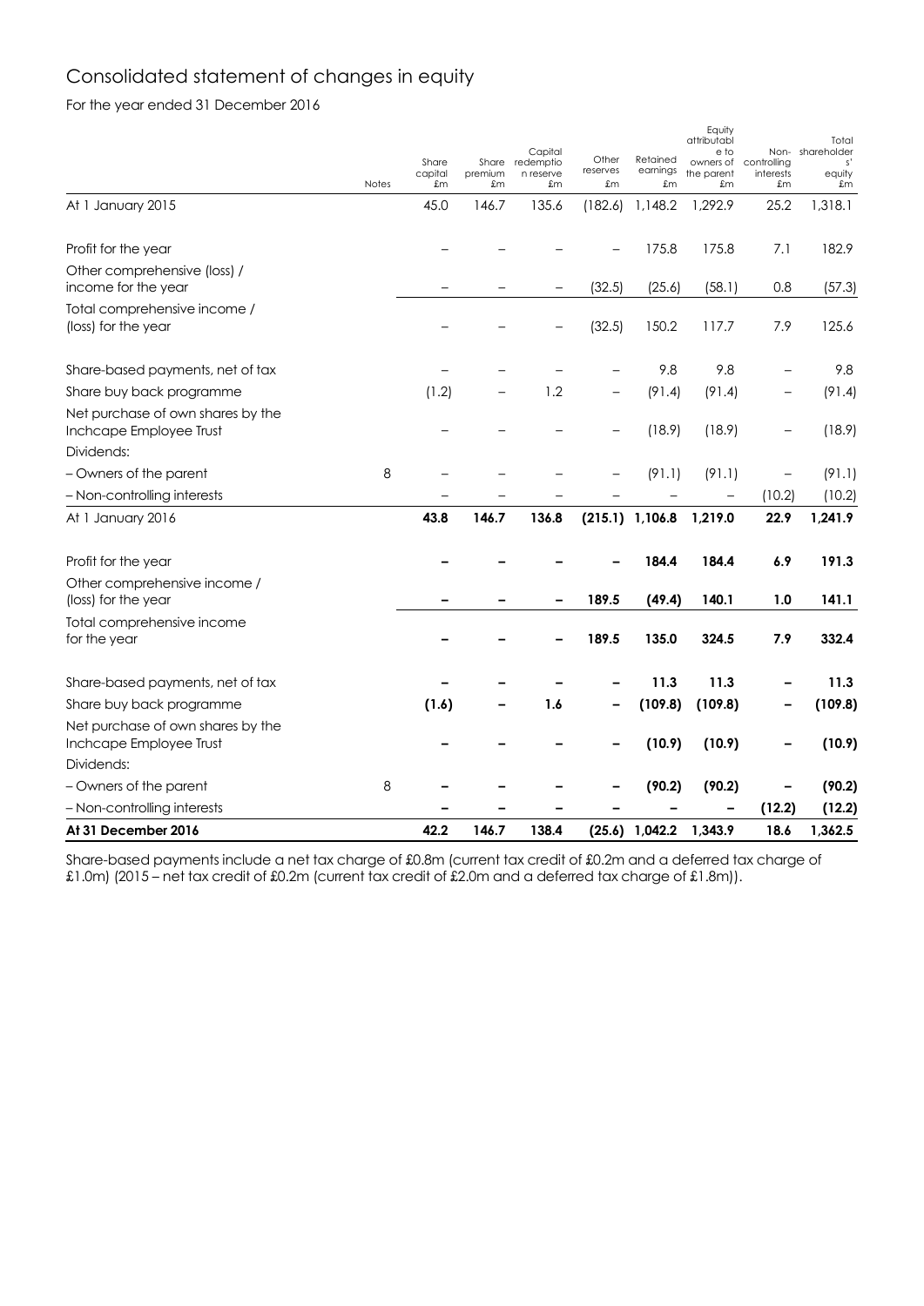# Consolidated statement of changes in equity

For the year ended 31 December 2016

| | Notes | Share capital £m | Share premium £m | Capital redemption reserve £m | Other reserves £m | Retained earnings £m | Equity attributable to owners of the parent £m | Non-controlling interests £m | Total shareholders' equity £m |
|---|---|---|---|---|---|---|---|---|---|
| At 1 January 2015 | | 45.0 | 146.7 | 135.6 | (182.6) | 1,148.2 | 1,292.9 | 25.2 | 1,318.1 |
| Profit for the year | | – | – | – | – | 175.8 | 175.8 | 7.1 | 182.9 |
| Other comprehensive (loss) / income for the year | | – | – | – | (32.5) | (25.6) | (58.1) | 0.8 | (57.3) |
| Total comprehensive income / (loss) for the year | | – | – | – | (32.5) | 150.2 | 117.7 | 7.9 | 125.6 |
| Share-based payments, net of tax | | – | – | – | – | 9.8 | 9.8 | – | 9.8 |
| Share buy back programme | | (1.2) | – | 1.2 | – | (91.4) | (91.4) | – | (91.4) |
| Net purchase of own shares by the Inchcape Employee Trust | | – | – | – | – | (18.9) | (18.9) | – | (18.9) |
| Dividends: | | | | | | | | | |
| – Owners of the parent | 8 | – | – | – | – | (91.1) | (91.1) | – | (91.1) |
| – Non-controlling interests | | – | – | – | – | – | – | (10.2) | (10.2) |
| At 1 January 2016 | | **43.8** | **146.7** | **136.8** | **(215.1)** | **1,106.8** | **1,219.0** | **22.9** | **1,241.9** |
| Profit for the year | | **–** | **–** | **–** | **–** | **184.4** | **184.4** | **6.9** | **191.3** |
| Other comprehensive income / (loss) for the year | | **–** | **–** | **–** | **189.5** | **(49.4)** | **140.1** | **1.0** | **141.1** |
| Total comprehensive income for the year | | **–** | **–** | **–** | **189.5** | **135.0** | **324.5** | **7.9** | **332.4** |
| Share-based payments, net of tax | | **–** | **–** | **–** | **–** | **11.3** | **11.3** | **–** | **11.3** |
| Share buy back programme | | **(1.6)** | **–** | **1.6** | **–** | **(109.8)** | **(109.8)** | **–** | **(109.8)** |
| Net purchase of own shares by the Inchcape Employee Trust | | **–** | **–** | **–** | **–** | **(10.9)** | **(10.9)** | **–** | **(10.9)** |
| Dividends: | | | | | | | | | |
| – Owners of the parent | 8 | **–** | **–** | **–** | **–** | **(90.2)** | **(90.2)** | **–** | **(90.2)** |
| – Non-controlling interests | | **–** | **–** | **–** | **–** | **–** | **–** | **(12.2)** | **(12.2)** |
| **At 31 December 2016** | | **42.2** | **146.7** | **138.4** | **(25.6)** | **1,042.2** | **1,343.9** | **18.6** | **1,362.5** |

Share-based payments include a net tax charge of £0.8m (current tax credit of £0.2m and a deferred tax charge of £1.0m) (2015 – net tax credit of £0.2m (current tax credit of £2.0m and a deferred tax charge of £1.8m)).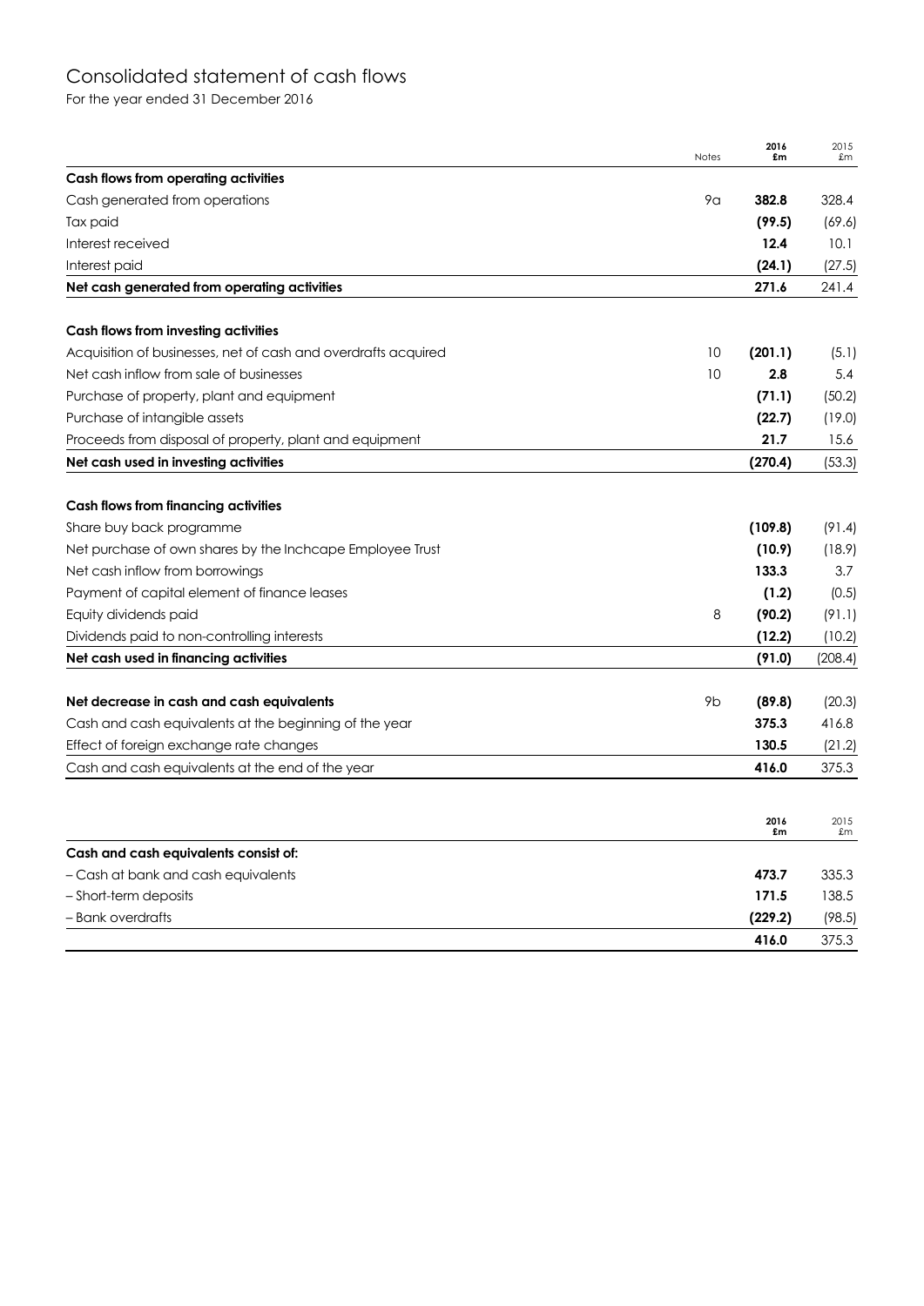# Consolidated statement of cash flows

For the year ended 31 December 2016

| | Notes | 2016 £m | 2015 £m |
|---|---|---|---|
| **Cash flows from operating activities** | | | |
| Cash generated from operations | 9a | **382.8** | 328.4 |
| Tax paid | | **(99.5)** | (69.6) |
| Interest received | | **12.4** | 10.1 |
| Interest paid | | **(24.1)** | (27.5) |
| **Net cash generated from operating activities** | | **271.6** | 241.4 |
| | | | |
| **Cash flows from investing activities** | | | |
| Acquisition of businesses, net of cash and overdrafts acquired | 10 | **(201.1)** | (5.1) |
| Net cash inflow from sale of businesses | 10 | **2.8** | 5.4 |
| Purchase of property, plant and equipment | | **(71.1)** | (50.2) |
| Purchase of intangible assets | | **(22.7)** | (19.0) |
| Proceeds from disposal of property, plant and equipment | | **21.7** | 15.6 |
| **Net cash used in investing activities** | | **(270.4)** | (53.3) |
| | | | |
| **Cash flows from financing activities** | | | |
| Share buy back programme | | **(109.8)** | (91.4) |
| Net purchase of own shares by the Inchcape Employee Trust | | **(10.9)** | (18.9) |
| Net cash inflow from borrowings | | **133.3** | 3.7 |
| Payment of capital element of finance leases | | **(1.2)** | (0.5) |
| Equity dividends paid | 8 | **(90.2)** | (91.1) |
| Dividends paid to non-controlling interests | | **(12.2)** | (10.2) |
| **Net cash used in financing activities** | | **(91.0)** | (208.4) |
| | | | |
| **Net decrease in cash and cash equivalents** | 9b | **(89.8)** | (20.3) |
| Cash and cash equivalents at the beginning of the year | | **375.3** | 416.8 |
| Effect of foreign exchange rate changes | | **130.5** | (21.2) |
| Cash and cash equivalents at the end of the year | | **416.0** | 375.3 |

| | 2016 £m | 2015 £m |
|---|---|---|
| **Cash and cash equivalents consist of:** | | |
| – Cash at bank and cash equivalents | **473.7** | 335.3 |
| – Short-term deposits | **171.5** | 138.5 |
| – Bank overdrafts | **(229.2)** | (98.5) |
| | **416.0** | 375.3 |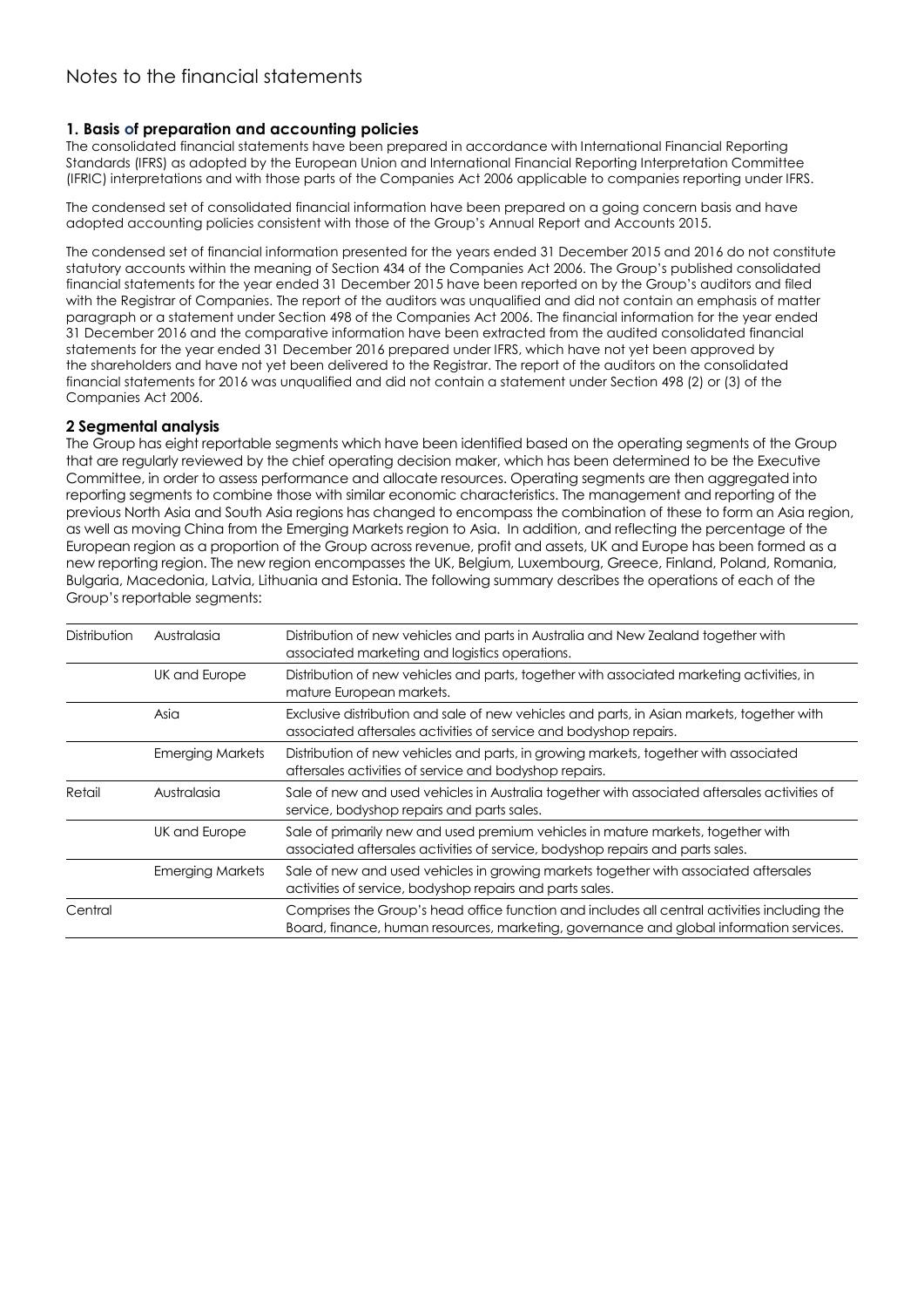# Notes to the financial statements

### 1. Basis of preparation and accounting policies

The consolidated financial statements have been prepared in accordance with International Financial Reporting Standards (IFRS) as adopted by the European Union and International Financial Reporting Interpretation Committee (IFRIC) interpretations and with those parts of the Companies Act 2006 applicable to companies reporting under IFRS.

The condensed set of consolidated financial information have been prepared on a going concern basis and have adopted accounting policies consistent with those of the Group's Annual Report and Accounts 2015.

The condensed set of financial information presented for the years ended 31 December 2015 and 2016 do not constitute statutory accounts within the meaning of Section 434 of the Companies Act 2006. The Group's published consolidated financial statements for the year ended 31 December 2015 have been reported on by the Group's auditors and filed with the Registrar of Companies. The report of the auditors was unqualified and did not contain an emphasis of matter paragraph or a statement under Section 498 of the Companies Act 2006. The financial information for the year ended 31 December 2016 and the comparative information have been extracted from the audited consolidated financial statements for the year ended 31 December 2016 prepared under IFRS, which have not yet been approved by the shareholders and have not yet been delivered to the Registrar. The report of the auditors on the consolidated financial statements for 2016 was unqualified and did not contain a statement under Section 498 (2) or (3) of the Companies Act 2006.

### 2 Segmental analysis

The Group has eight reportable segments which have been identified based on the operating segments of the Group that are regularly reviewed by the chief operating decision maker, which has been determined to be the Executive Committee, in order to assess performance and allocate resources. Operating segments are then aggregated into reporting segments to combine those with similar economic characteristics. The management and reporting of the previous North Asia and South Asia regions has changed to encompass the combination of these to form an Asia region, as well as moving China from the Emerging Markets region to Asia. In addition, and reflecting the percentage of the European region as a proportion of the Group across revenue, profit and assets, UK and Europe has been formed as a new reporting region. The new region encompasses the UK, Belgium, Luxembourg, Greece, Finland, Poland, Romania, Bulgaria, Macedonia, Latvia, Lithuania and Estonia. The following summary describes the operations of each of the Group's reportable segments:

| | | |
|---|---|---|
| Distribution | Australasia | Distribution of new vehicles and parts in Australia and New Zealand together with associated marketing and logistics operations. |
| | UK and Europe | Distribution of new vehicles and parts, together with associated marketing activities, in mature European markets. |
| | Asia | Exclusive distribution and sale of new vehicles and parts, in Asian markets, together with associated aftersales activities of service and bodyshop repairs. |
| | Emerging Markets | Distribution of new vehicles and parts, in growing markets, together with associated aftersales activities of service and bodyshop repairs. |
| Retail | Australasia | Sale of new and used vehicles in Australia together with associated aftersales activities of service, bodyshop repairs and parts sales. |
| | UK and Europe | Sale of primarily new and used premium vehicles in mature markets, together with associated aftersales activities of service, bodyshop repairs and parts sales. |
| | Emerging Markets | Sale of new and used vehicles in growing markets together with associated aftersales activities of service, bodyshop repairs and parts sales. |
| Central | | Comprises the Group's head office function and includes all central activities including the Board, finance, human resources, marketing, governance and global information services. |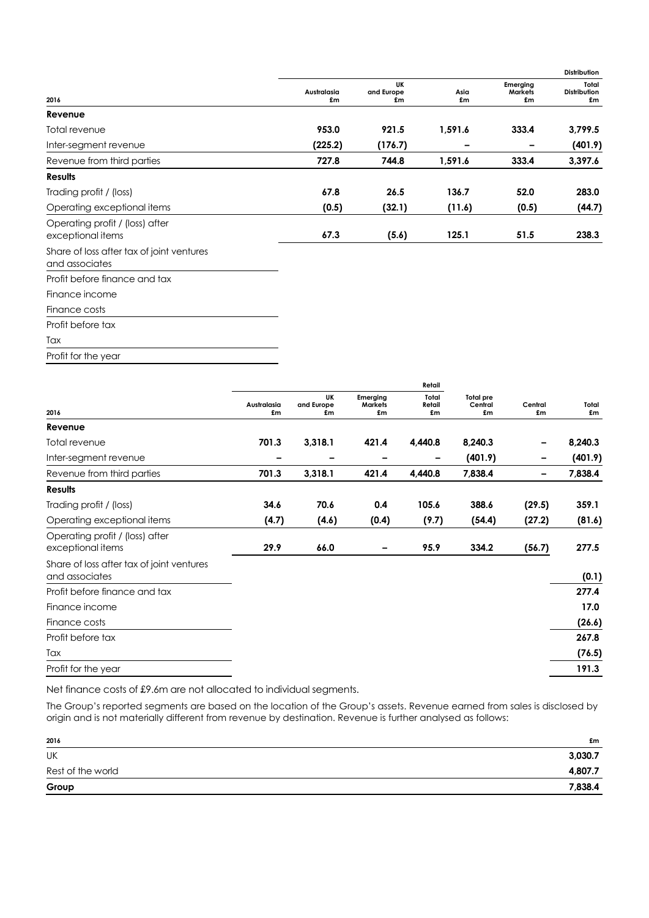| 2016 | Distribution | | | | |
|---|---|---|---|---|---|
| | Australasia £m | UK and Europe £m | Asia £m | Emerging Markets £m | Total Distribution £m |
| **Revenue** | | | | | |
| Total revenue | **953.0** | **921.5** | **1,591.6** | **333.4** | **3,799.5** |
| Inter-segment revenue | **(225.2)** | **(176.7)** | **–** | **–** | **(401.9)** |
| Revenue from third parties | **727.8** | **744.8** | **1,591.6** | **333.4** | **3,397.6** |
| **Results** | | | | | |
| Trading profit / (loss) | **67.8** | **26.5** | **136.7** | **52.0** | **283.0** |
| Operating exceptional items | **(0.5)** | **(32.1)** | **(11.6)** | **(0.5)** | **(44.7)** |
| Operating profit / (loss) after exceptional items | **67.3** | **(5.6)** | **125.1** | **51.5** | **238.3** |
| Share of loss after tax of joint ventures and associates | | | | | |
| Profit before finance and tax | | | | | |
| Finance income | | | | | |
| Finance costs | | | | | |
| Profit before tax | | | | | |
| Tax | | | | | |
| Profit for the year | | | | | |

| 2016 | Retail | | | | | | |
|---|---|---|---|---|---|---|---|
| | Australasia £m | UK and Europe £m | Emerging Markets £m | Total Retail £m | Total pre Central £m | Central £m | Total £m |
| **Revenue** | | | | | | | |
| Total revenue | **701.3** | **3,318.1** | **421.4** | **4,440.8** | **8,240.3** | **–** | **8,240.3** |
| Inter-segment revenue | **–** | **–** | **–** | **–** | **(401.9)** | **–** | **(401.9)** |
| Revenue from third parties | **701.3** | **3,318.1** | **421.4** | **4,440.8** | **7,838.4** | **–** | **7,838.4** |
| **Results** | | | | | | | |
| Trading profit / (loss) | **34.6** | **70.6** | **0.4** | **105.6** | **388.6** | **(29.5)** | **359.1** |
| Operating exceptional items | **(4.7)** | **(4.6)** | **(0.4)** | **(9.7)** | **(54.4)** | **(27.2)** | **(81.6)** |
| Operating profit / (loss) after exceptional items | **29.9** | **66.0** | **–** | **95.9** | **334.2** | **(56.7)** | **277.5** |
| Share of loss after tax of joint ventures and associates | | | | | | | **(0.1)** |
| Profit before finance and tax | | | | | | | **277.4** |
| Finance income | | | | | | | **17.0** |
| Finance costs | | | | | | | **(26.6)** |
| Profit before tax | | | | | | | **267.8** |
| Tax | | | | | | | **(76.5)** |
| Profit for the year | | | | | | | **191.3** |

Net finance costs of £9.6m are not allocated to individual segments.

The Group's reported segments are based on the location of the Group's assets. Revenue earned from sales is disclosed by origin and is not materially different from revenue by destination. Revenue is further analysed as follows:

| 2016 | £m |
|---|---|
| UK | **3,030.7** |
| Rest of the world | **4,807.7** |
| **Group** | **7,838.4** |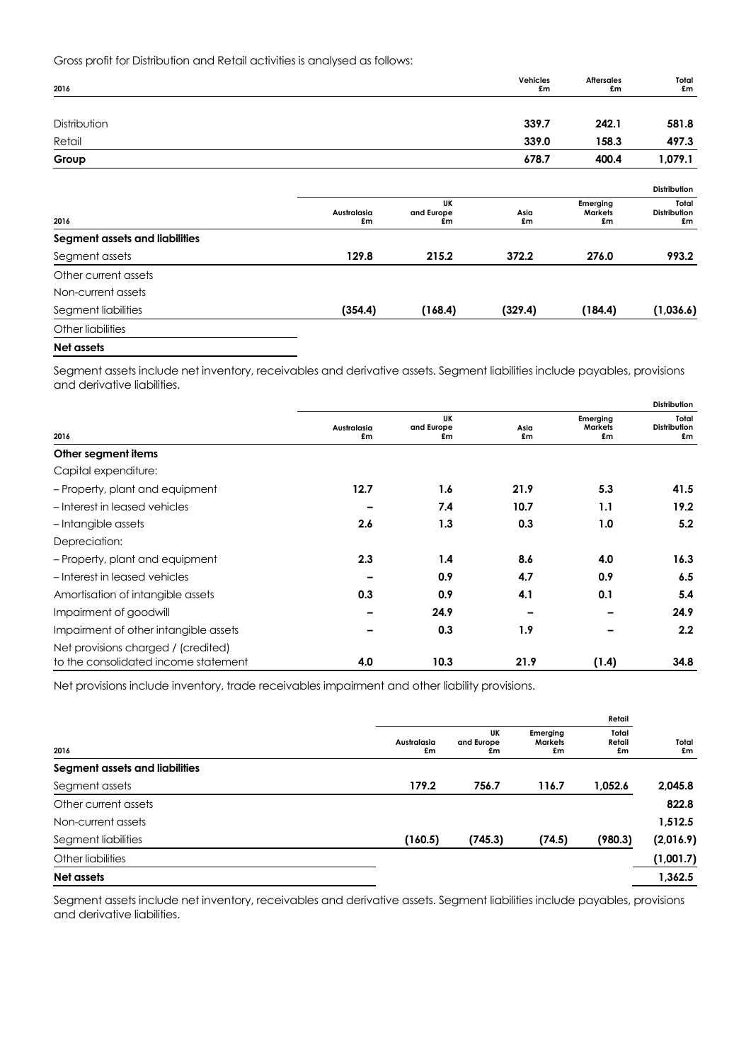Gross profit for Distribution and Retail activities is analysed as follows:

| 2016 | Vehicles £m | Aftersales £m | Total £m |
|---|---|---|---|
| Distribution | **339.7** | **242.1** | **581.8** |
| Retail | **339.0** | **158.3** | **497.3** |
| **Group** | **678.7** | **400.4** | **1,079.1** |

| | | | | | Distribution |
|---|---|---|---|---|---|
| 2016 | Australasia £m | UK and Europe £m | Asia £m | Emerging Markets £m | Total Distribution £m |
| **Segment assets and liabilities** | | | | | |
| Segment assets | **129.8** | **215.2** | **372.2** | **276.0** | **993.2** |
| Other current assets | | | | | |
| Non-current assets | | | | | |
| Segment liabilities | **(354.4)** | **(168.4)** | **(329.4)** | **(184.4)** | **(1,036.6)** |
| Other liabilities | | | | | |
| **Net assets** | | | | | |

Segment assets include net inventory, receivables and derivative assets. Segment liabilities include payables, provisions and derivative liabilities.

| | | | | | Distribution |
|---|---|---|---|---|---|
| 2016 | Australasia £m | UK and Europe £m | Asia £m | Emerging Markets £m | Total Distribution £m |
| **Other segment items** | | | | | |
| Capital expenditure: | | | | | |
| – Property, plant and equipment | **12.7** | **1.6** | **21.9** | **5.3** | **41.5** |
| – Interest in leased vehicles | **–** | **7.4** | **10.7** | **1.1** | **19.2** |
| – Intangible assets | **2.6** | **1.3** | **0.3** | **1.0** | **5.2** |
| Depreciation: | | | | | |
| – Property, plant and equipment | **2.3** | **1.4** | **8.6** | **4.0** | **16.3** |
| – Interest in leased vehicles | **–** | **0.9** | **4.7** | **0.9** | **6.5** |
| Amortisation of intangible assets | **0.3** | **0.9** | **4.1** | **0.1** | **5.4** |
| Impairment of goodwill | **–** | **24.9** | **–** | **–** | **24.9** |
| Impairment of other intangible assets | **–** | **0.3** | **1.9** | **–** | **2.2** |
| Net provisions charged / (credited) to the consolidated income statement | **4.0** | **10.3** | **21.9** | **(1.4)** | **34.8** |

Net provisions include inventory, trade receivables impairment and other liability provisions.

| | | | | Retail | |
|---|---|---|---|---|---|
| 2016 | Australasia £m | UK and Europe £m | Emerging Markets £m | Total Retail £m | Total £m |
| **Segment assets and liabilities** | | | | | |
| Segment assets | **179.2** | **756.7** | **116.7** | **1,052.6** | **2,045.8** |
| Other current assets | | | | | **822.8** |
| Non-current assets | | | | | **1,512.5** |
| Segment liabilities | **(160.5)** | **(745.3)** | **(74.5)** | **(980.3)** | **(2,016.9)** |
| Other liabilities | | | | | **(1,001.7)** |
| **Net assets** | | | | | **1,362.5** |

Segment assets include net inventory, receivables and derivative assets. Segment liabilities include payables, provisions and derivative liabilities.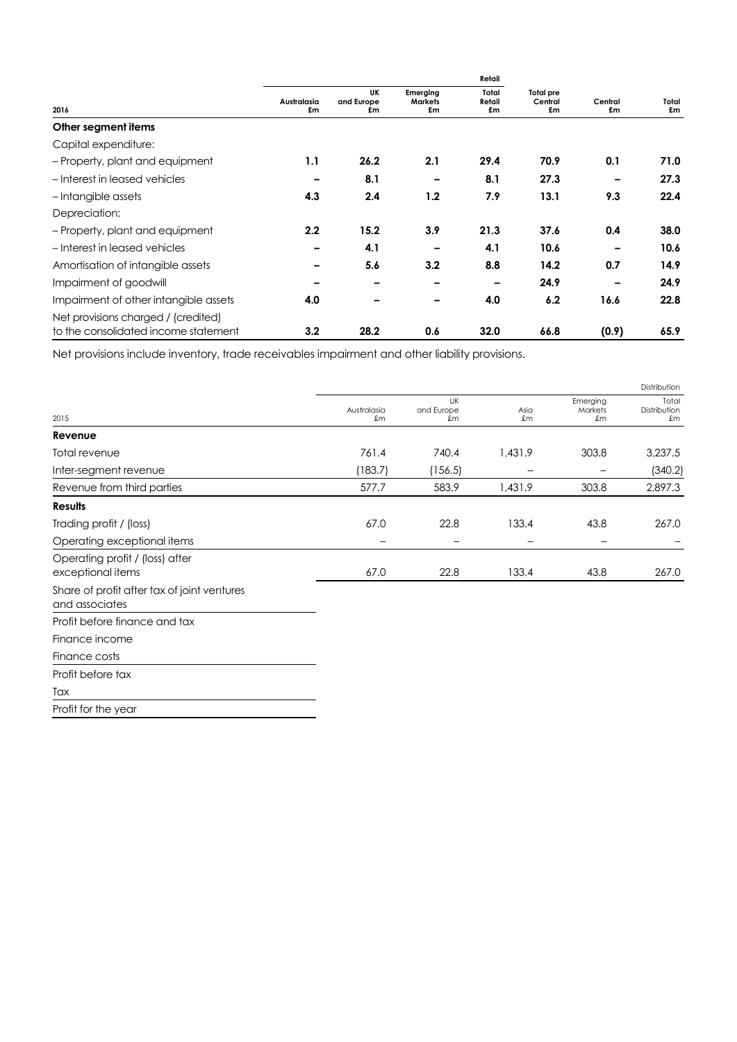| 2016 | Retail | | | | | | |
|---|---|---|---|---|---|---|---|
| | Australasia £m | UK and Europe £m | Emerging Markets £m | Total Retail £m | Total pre Central £m | Central £m | Total £m |
| **Other segment items** | | | | | | | |
| Capital expenditure: | | | | | | | |
| – Property, plant and equipment | **1.1** | **26.2** | **2.1** | **29.4** | **70.9** | **0.1** | **71.0** |
| – Interest in leased vehicles | **–** | **8.1** | **–** | **8.1** | **27.3** | **–** | **27.3** |
| – Intangible assets | **4.3** | **2.4** | **1.2** | **7.9** | **13.1** | **9.3** | **22.4** |
| Depreciation: | | | | | | | |
| – Property, plant and equipment | **2.2** | **15.2** | **3.9** | **21.3** | **37.6** | **0.4** | **38.0** |
| – Interest in leased vehicles | **–** | **4.1** | **–** | **4.1** | **10.6** | **–** | **10.6** |
| Amortisation of intangible assets | **–** | **5.6** | **3.2** | **8.8** | **14.2** | **0.7** | **14.9** |
| Impairment of goodwill | **–** | **–** | **–** | **–** | **24.9** | **–** | **24.9** |
| Impairment of other intangible assets | **4.0** | **–** | **–** | **4.0** | **6.2** | **16.6** | **22.8** |
| Net provisions charged / (credited) to the consolidated income statement | **3.2** | **28.2** | **0.6** | **32.0** | **66.8** | **(0.9)** | **65.9** |

Net provisions include inventory, trade receivables impairment and other liability provisions.

| 2015 | Distribution | | | | |
|---|---|---|---|---|---|
| | Australasia £m | UK and Europe £m | Asia £m | Emerging Markets £m | Total Distribution £m |
| **Revenue** | | | | | |
| Total revenue | 761.4 | 740.4 | 1,431.9 | 303.8 | 3,237.5 |
| Inter-segment revenue | (183.7) | (156.5) | – | – | (340.2) |
| Revenue from third parties | 577.7 | 583.9 | 1,431.9 | 303.8 | 2,897.3 |
| **Results** | | | | | |
| Trading profit / (loss) | 67.0 | 22.8 | 133.4 | 43.8 | 267.0 |
| Operating exceptional items | – | – | – | – | – |
| Operating profit / (loss) after exceptional items | 67.0 | 22.8 | 133.4 | 43.8 | 267.0 |
| Share of profit after tax of joint ventures and associates | | | | | |
| Profit before finance and tax | | | | | |
| Finance income | | | | | |
| Finance costs | | | | | |
| Profit before tax | | | | | |
| Tax | | | | | |
| Profit for the year | | | | | |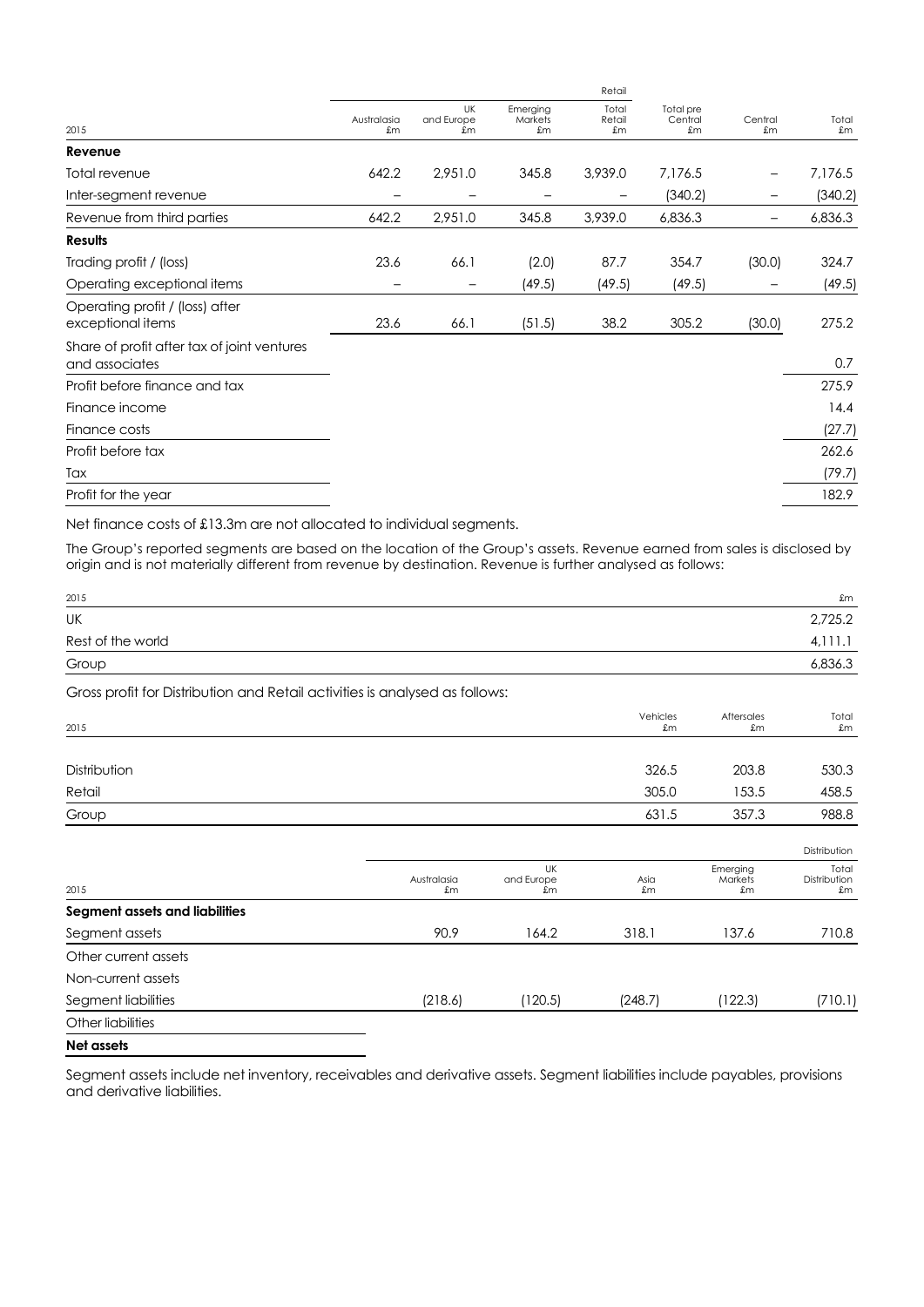| 2015 | Australasia £m | UK and Europe £m | Emerging Markets £m | Retail Total Retail £m | Total pre Central £m | Central £m | Total £m |
|---|---|---|---|---|---|---|---|
| **Revenue** | | | | | | | |
| Total revenue | 642.2 | 2,951.0 | 345.8 | 3,939.0 | 7,176.5 | – | 7,176.5 |
| Inter-segment revenue | – | – | – | – | (340.2) | – | (340.2) |
| Revenue from third parties | 642.2 | 2,951.0 | 345.8 | 3,939.0 | 6,836.3 | – | 6,836.3 |
| **Results** | | | | | | | |
| Trading profit / (loss) | 23.6 | 66.1 | (2.0) | 87.7 | 354.7 | (30.0) | 324.7 |
| Operating exceptional items | – | – | (49.5) | (49.5) | (49.5) | – | (49.5) |
| Operating profit / (loss) after exceptional items | 23.6 | 66.1 | (51.5) | 38.2 | 305.2 | (30.0) | 275.2 |
| Share of profit after tax of joint ventures and associates | | | | | | | 0.7 |
| Profit before finance and tax | | | | | | | 275.9 |
| Finance income | | | | | | | 14.4 |
| Finance costs | | | | | | | (27.7) |
| Profit before tax | | | | | | | 262.6 |
| Tax | | | | | | | (79.7) |
| Profit for the year | | | | | | | 182.9 |

Net finance costs of £13.3m are not allocated to individual segments.

The Group's reported segments are based on the location of the Group's assets. Revenue earned from sales is disclosed by origin and is not materially different from revenue by destination. Revenue is further analysed as follows:

| 2015 | £m |
|---|---|
| UK | 2,725.2 |
| Rest of the world | 4,111.1 |
| Group | 6,836.3 |

Gross profit for Distribution and Retail activities is analysed as follows:

| 2015 | Vehicles £m | Aftersales £m | Total £m |
|---|---|---|---|
| Distribution | 326.5 | 203.8 | 530.3 |
| Retail | 305.0 | 153.5 | 458.5 |
| Group | 631.5 | 357.3 | 988.8 |

| 2015 | Australasia £m | UK and Europe £m | Asia £m | Emerging Markets £m | Distribution Total Distribution £m |
|---|---|---|---|---|---|
| **Segment assets and liabilities** | | | | | |
| Segment assets | 90.9 | 164.2 | 318.1 | 137.6 | 710.8 |
| Other current assets | | | | | |
| Non-current assets | | | | | |
| Segment liabilities | (218.6) | (120.5) | (248.7) | (122.3) | (710.1) |
| Other liabilities | | | | | |
| **Net assets** | | | | | |

Segment assets include net inventory, receivables and derivative assets. Segment liabilities include payables, provisions and derivative liabilities.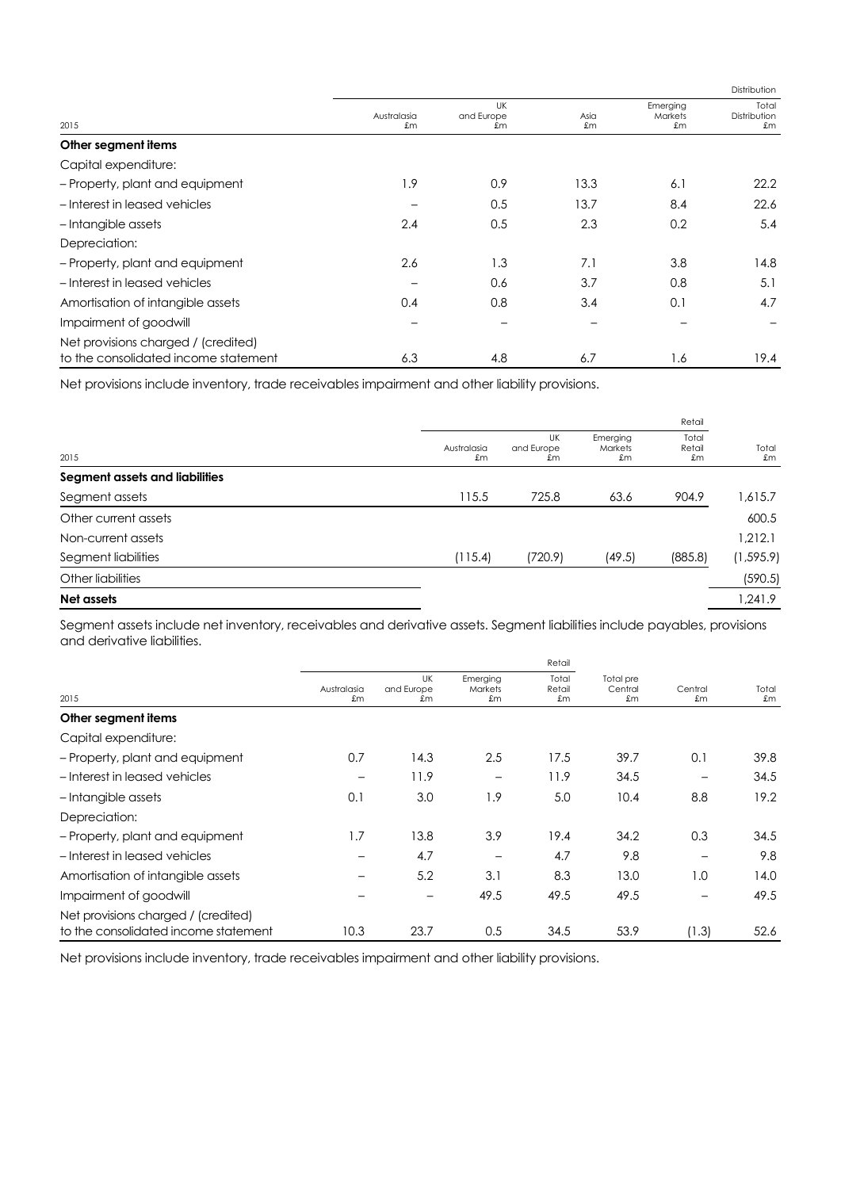| 2015 | Australasia £m | UK and Europe £m | Asia £m | Emerging Markets £m | Distribution Total Distribution £m |
|---|---|---|---|---|---|
| **Other segment items** | | | | | |
| Capital expenditure: | | | | | |
| – Property, plant and equipment | 1.9 | 0.9 | 13.3 | 6.1 | 22.2 |
| – Interest in leased vehicles | – | 0.5 | 13.7 | 8.4 | 22.6 |
| – Intangible assets | 2.4 | 0.5 | 2.3 | 0.2 | 5.4 |
| Depreciation: | | | | | |
| – Property, plant and equipment | 2.6 | 1.3 | 7.1 | 3.8 | 14.8 |
| – Interest in leased vehicles | – | 0.6 | 3.7 | 0.8 | 5.1 |
| Amortisation of intangible assets | 0.4 | 0.8 | 3.4 | 0.1 | 4.7 |
| Impairment of goodwill | – | – | – | – | – |
| Net provisions charged / (credited) to the consolidated income statement | 6.3 | 4.8 | 6.7 | 1.6 | 19.4 |

Net provisions include inventory, trade receivables impairment and other liability provisions.

| 2015 | Australasia £m | UK and Europe £m | Emerging Markets £m | Retail Total Retail £m | Total £m |
|---|---|---|---|---|---|
| **Segment assets and liabilities** | | | | | |
| Segment assets | 115.5 | 725.8 | 63.6 | 904.9 | 1,615.7 |
| Other current assets | | | | | 600.5 |
| Non-current assets | | | | | 1,212.1 |
| Segment liabilities | (115.4) | (720.9) | (49.5) | (885.8) | (1,595.9) |
| Other liabilities | | | | | (590.5) |
| **Net assets** | | | | | 1,241.9 |

Segment assets include net inventory, receivables and derivative assets. Segment liabilities include payables, provisions and derivative liabilities.

| 2015 | Australasia £m | UK and Europe £m | Emerging Markets £m | Retail Total Retail £m | Total pre Central £m | Central £m | Total £m |
|---|---|---|---|---|---|---|---|
| **Other segment items** | | | | | | | |
| Capital expenditure: | | | | | | | |
| – Property, plant and equipment | 0.7 | 14.3 | 2.5 | 17.5 | 39.7 | 0.1 | 39.8 |
| – Interest in leased vehicles | – | 11.9 | – | 11.9 | 34.5 | – | 34.5 |
| – Intangible assets | 0.1 | 3.0 | 1.9 | 5.0 | 10.4 | 8.8 | 19.2 |
| Depreciation: | | | | | | | |
| – Property, plant and equipment | 1.7 | 13.8 | 3.9 | 19.4 | 34.2 | 0.3 | 34.5 |
| – Interest in leased vehicles | – | 4.7 | – | 4.7 | 9.8 | – | 9.8 |
| Amortisation of intangible assets | – | 5.2 | 3.1 | 8.3 | 13.0 | 1.0 | 14.0 |
| Impairment of goodwill | – | – | 49.5 | 49.5 | 49.5 | – | 49.5 |
| Net provisions charged / (credited) to the consolidated income statement | 10.3 | 23.7 | 0.5 | 34.5 | 53.9 | (1.3) | 52.6 |

Net provisions include inventory, trade receivables impairment and other liability provisions.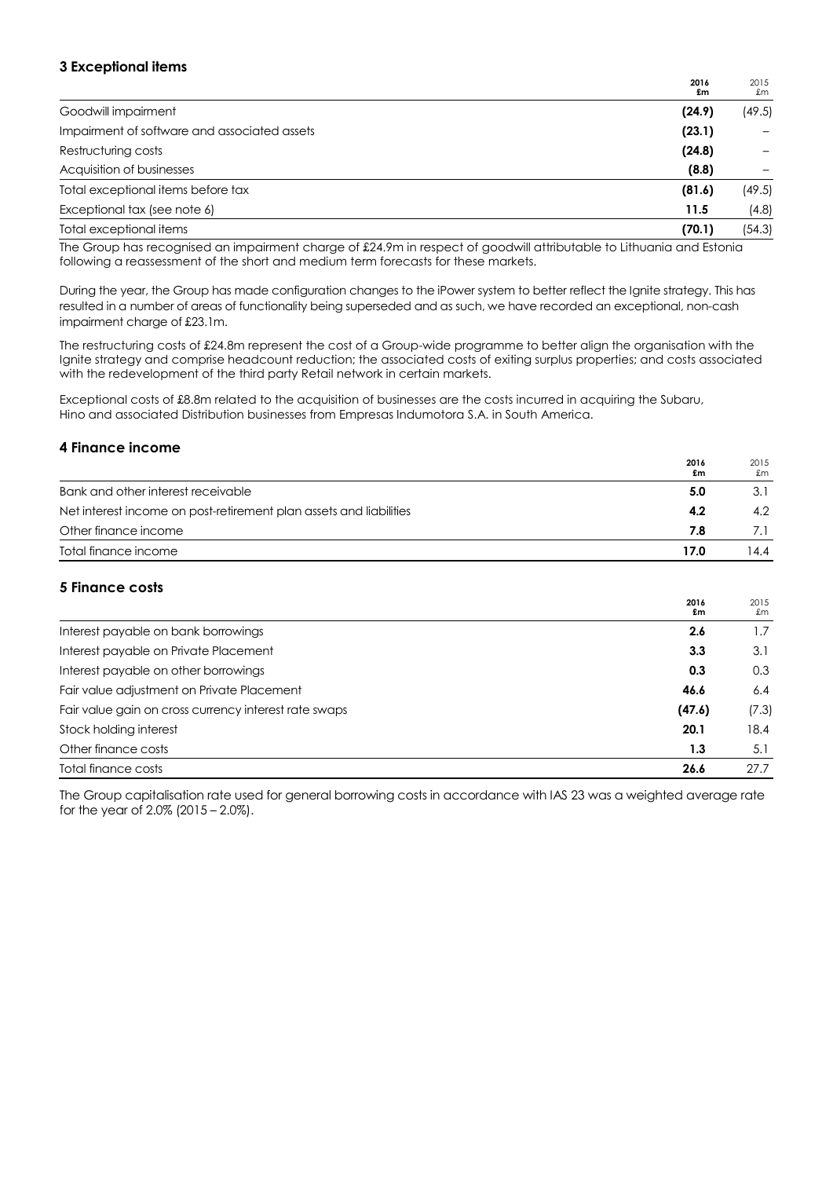## 3 Exceptional items

| | 2016 £m | 2015 £m |
|---|---|---|
| Goodwill impairment | **(24.9)** | (49.5) |
| Impairment of software and associated assets | **(23.1)** | – |
| Restructuring costs | **(24.8)** | – |
| Acquisition of businesses | **(8.8)** | – |
| Total exceptional items before tax | **(81.6)** | (49.5) |
| Exceptional tax (see note 6) | **11.5** | (4.8) |
| Total exceptional items | **(70.1)** | (54.3) |

The Group has recognised an impairment charge of £24.9m in respect of goodwill attributable to Lithuania and Estonia following a reassessment of the short and medium term forecasts for these markets.

During the year, the Group has made configuration changes to the iPower system to better reflect the Ignite strategy. This has resulted in a number of areas of functionality being superseded and as such, we have recorded an exceptional, non-cash impairment charge of £23.1m.

The restructuring costs of £24.8m represent the cost of a Group-wide programme to better align the organisation with the Ignite strategy and comprise headcount reduction; the associated costs of exiting surplus properties; and costs associated with the redevelopment of the third party Retail network in certain markets.

Exceptional costs of £8.8m related to the acquisition of businesses are the costs incurred in acquiring the Subaru, Hino and associated Distribution businesses from Empresas Indumotora S.A. in South America.

## 4 Finance income

| | 2016 £m | 2015 £m |
|---|---|---|
| Bank and other interest receivable | **5.0** | 3.1 |
| Net interest income on post-retirement plan assets and liabilities | **4.2** | 4.2 |
| Other finance income | **7.8** | 7.1 |
| Total finance income | **17.0** | 14.4 |

## 5 Finance costs

| | 2016 £m | 2015 £m |
|---|---|---|
| Interest payable on bank borrowings | **2.6** | 1.7 |
| Interest payable on Private Placement | **3.3** | 3.1 |
| Interest payable on other borrowings | **0.3** | 0.3 |
| Fair value adjustment on Private Placement | **46.6** | 6.4 |
| Fair value gain on cross currency interest rate swaps | **(47.6)** | (7.3) |
| Stock holding interest | **20.1** | 18.4 |
| Other finance costs | **1.3** | 5.1 |
| Total finance costs | **26.6** | 27.7 |

The Group capitalisation rate used for general borrowing costs in accordance with IAS 23 was a weighted average rate for the year of 2.0% (2015 – 2.0%).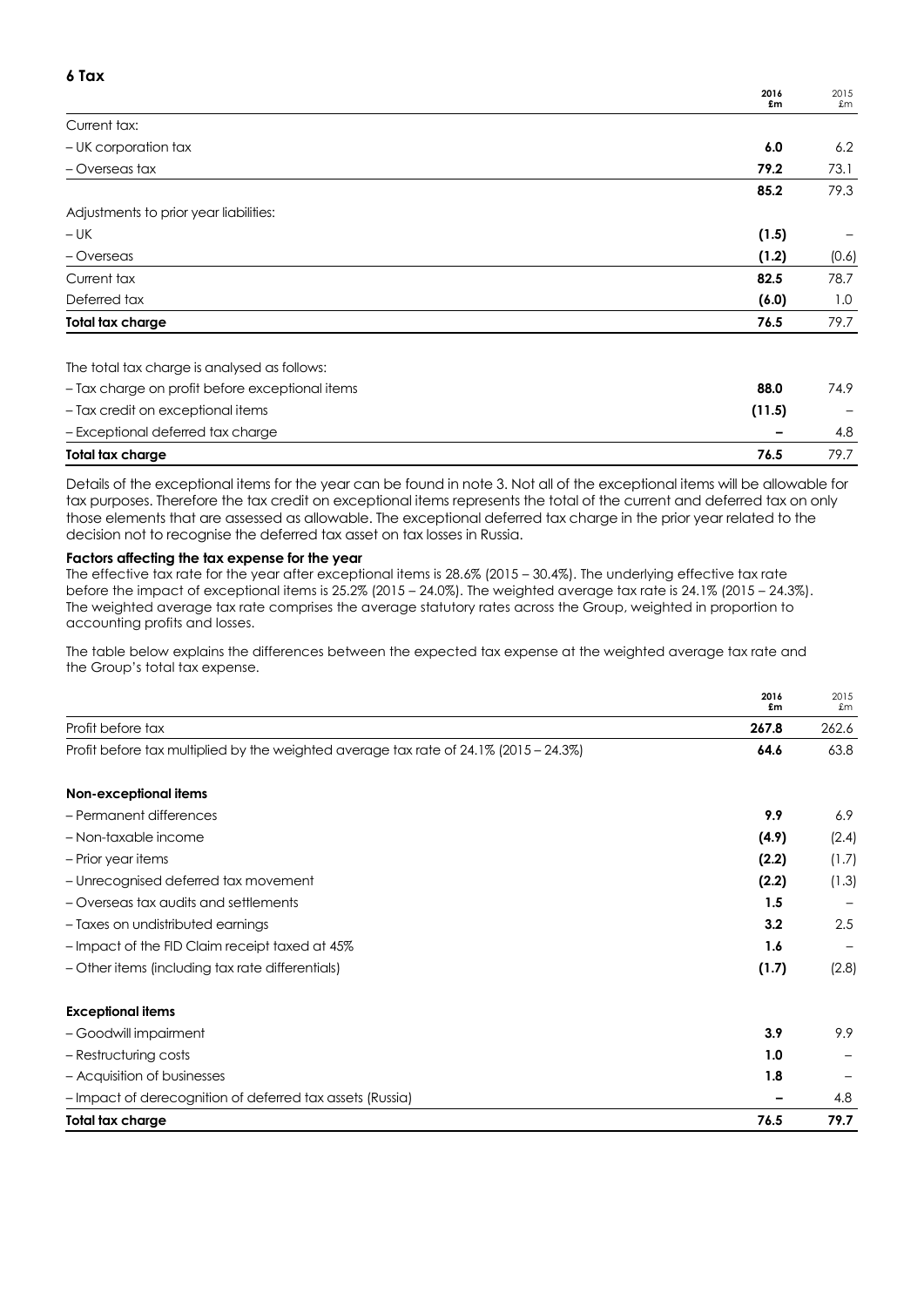## 6 Tax

| | 2016 £m | 2015 £m |
|---|---|---|
| Current tax: | | |
| – UK corporation tax | **6.0** | 6.2 |
| – Overseas tax | **79.2** | 73.1 |
| | **85.2** | 79.3 |
| Adjustments to prior year liabilities: | | |
| – UK | **(1.5)** | – |
| – Overseas | **(1.2)** | (0.6) |
| Current tax | **82.5** | 78.7 |
| Deferred tax | **(6.0)** | 1.0 |
| **Total tax charge** | **76.5** | 79.7 |
| | | |
| The total tax charge is analysed as follows: | | |
| – Tax charge on profit before exceptional items | **88.0** | 74.9 |
| – Tax credit on exceptional items | **(11.5)** | – |
| – Exceptional deferred tax charge | **–** | 4.8 |
| **Total tax charge** | **76.5** | 79.7 |

Details of the exceptional items for the year can be found in note 3. Not all of the exceptional items will be allowable for tax purposes. Therefore the tax credit on exceptional items represents the total of the current and deferred tax on only those elements that are assessed as allowable. The exceptional deferred tax charge in the prior year related to the decision not to recognise the deferred tax asset on tax losses in Russia.

**Factors affecting the tax expense for the year**

The effective tax rate for the year after exceptional items is 28.6% (2015 – 30.4%). The underlying effective tax rate before the impact of exceptional items is 25.2% (2015 – 24.0%). The weighted average tax rate is 24.1% (2015 – 24.3%). The weighted average tax rate comprises the average statutory rates across the Group, weighted in proportion to accounting profits and losses.

The table below explains the differences between the expected tax expense at the weighted average tax rate and the Group's total tax expense.

| | 2016 £m | 2015 £m |
|---|---|---|
| Profit before tax | **267.8** | 262.6 |
| Profit before tax multiplied by the weighted average tax rate of 24.1% (2015 – 24.3%) | **64.6** | 63.8 |
| | | |
| **Non-exceptional items** | | |
| – Permanent differences | **9.9** | 6.9 |
| – Non-taxable income | **(4.9)** | (2.4) |
| – Prior year items | **(2.2)** | (1.7) |
| – Unrecognised deferred tax movement | **(2.2)** | (1.3) |
| – Overseas tax audits and settlements | **1.5** | – |
| – Taxes on undistributed earnings | **3.2** | 2.5 |
| – Impact of the FID Claim receipt taxed at 45% | **1.6** | – |
| – Other items (including tax rate differentials) | **(1.7)** | (2.8) |
| | | |
| **Exceptional items** | | |
| – Goodwill impairment | **3.9** | 9.9 |
| – Restructuring costs | **1.0** | – |
| – Acquisition of businesses | **1.8** | – |
| – Impact of derecognition of deferred tax assets (Russia) | **–** | 4.8 |
| **Total tax charge** | **76.5** | **79.7** |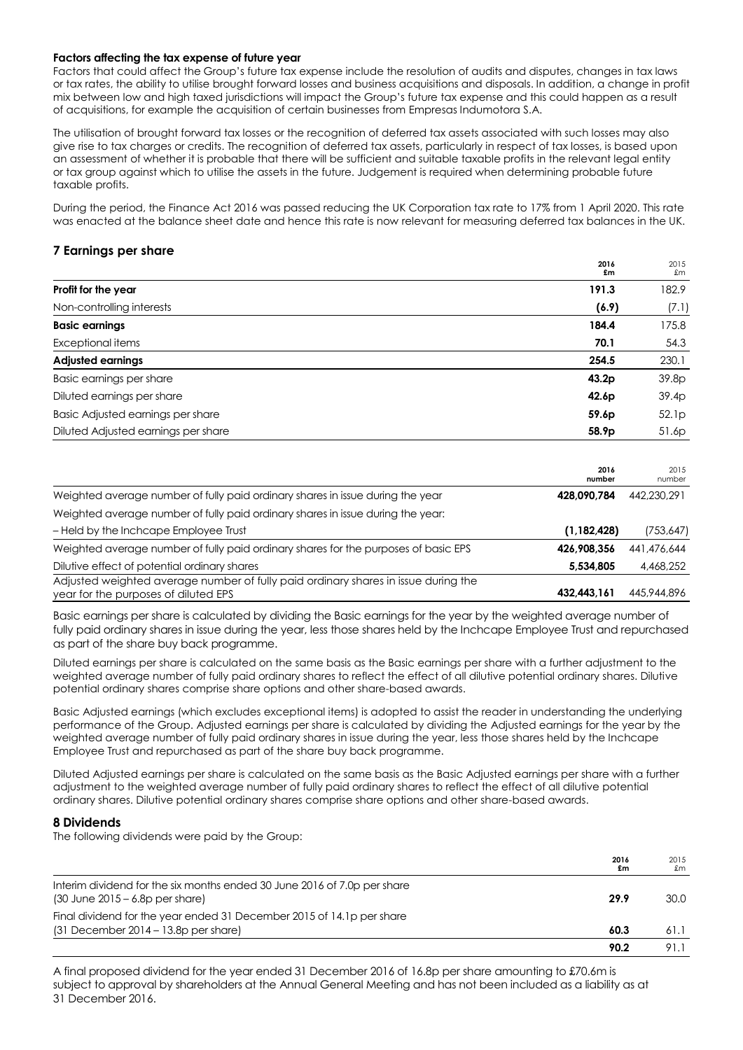**Factors affecting the tax expense of future year**

Factors that could affect the Group's future tax expense include the resolution of audits and disputes, changes in tax laws or tax rates, the ability to utilise brought forward losses and business acquisitions and disposals. In addition, a change in profit mix between low and high taxed jurisdictions will impact the Group's future tax expense and this could happen as a result of acquisitions, for example the acquisition of certain businesses from Empresas Indumotora S.A.

The utilisation of brought forward tax losses or the recognition of deferred tax assets associated with such losses may also give rise to tax charges or credits. The recognition of deferred tax assets, particularly in respect of tax losses, is based upon an assessment of whether it is probable that there will be sufficient and suitable taxable profits in the relevant legal entity or tax group against which to utilise the assets in the future. Judgement is required when determining probable future taxable profits.

During the period, the Finance Act 2016 was passed reducing the UK Corporation tax rate to 17% from 1 April 2020. This rate was enacted at the balance sheet date and hence this rate is now relevant for measuring deferred tax balances in the UK.

## 7 Earnings per share

| | 2016 £m | 2015 £m |
|---|---|---|
| **Profit for the year** | **191.3** | 182.9 |
| Non-controlling interests | **(6.9)** | (7.1) |
| **Basic earnings** | **184.4** | 175.8 |
| Exceptional items | **70.1** | 54.3 |
| **Adjusted earnings** | **254.5** | 230.1 |
| Basic earnings per share | **43.2p** | 39.8p |
| Diluted earnings per share | **42.6p** | 39.4p |
| Basic Adjusted earnings per share | **59.6p** | 52.1p |
| Diluted Adjusted earnings per share | **58.9p** | 51.6p |

| | 2016 number | 2015 number |
|---|---|---|
| Weighted average number of fully paid ordinary shares in issue during the year | **428,090,784** | 442,230,291 |
| Weighted average number of fully paid ordinary shares in issue during the year: | | |
| – Held by the Inchcape Employee Trust | **(1,182,428)** | (753,647) |
| Weighted average number of fully paid ordinary shares for the purposes of basic EPS | **426,908,356** | 441,476,644 |
| Dilutive effect of potential ordinary shares | **5,534,805** | 4,468,252 |
| Adjusted weighted average number of fully paid ordinary shares in issue during the year for the purposes of diluted EPS | **432,443,161** | 445,944,896 |

Basic earnings per share is calculated by dividing the Basic earnings for the year by the weighted average number of fully paid ordinary shares in issue during the year, less those shares held by the Inchcape Employee Trust and repurchased as part of the share buy back programme.

Diluted earnings per share is calculated on the same basis as the Basic earnings per share with a further adjustment to the weighted average number of fully paid ordinary shares to reflect the effect of all dilutive potential ordinary shares. Dilutive potential ordinary shares comprise share options and other share-based awards.

Basic Adjusted earnings (which excludes exceptional items) is adopted to assist the reader in understanding the underlying performance of the Group. Adjusted earnings per share is calculated by dividing the Adjusted earnings for the year by the weighted average number of fully paid ordinary shares in issue during the year, less those shares held by the Inchcape Employee Trust and repurchased as part of the share buy back programme.

Diluted Adjusted earnings per share is calculated on the same basis as the Basic Adjusted earnings per share with a further adjustment to the weighted average number of fully paid ordinary shares to reflect the effect of all dilutive potential ordinary shares. Dilutive potential ordinary shares comprise share options and other share-based awards.

## 8 Dividends

The following dividends were paid by the Group:

| | 2016 £m | 2015 £m |
|---|---|---|
| Interim dividend for the six months ended 30 June 2016 of 7.0p per share (30 June 2015 – 6.8p per share) | **29.9** | 30.0 |
| Final dividend for the year ended 31 December 2015 of 14.1p per share (31 December 2014 – 13.8p per share) | **60.3** | 61.1 |
| | **90.2** | 91.1 |

A final proposed dividend for the year ended 31 December 2016 of 16.8p per share amounting to £70.6m is subject to approval by shareholders at the Annual General Meeting and has not been included as a liability as at 31 December 2016.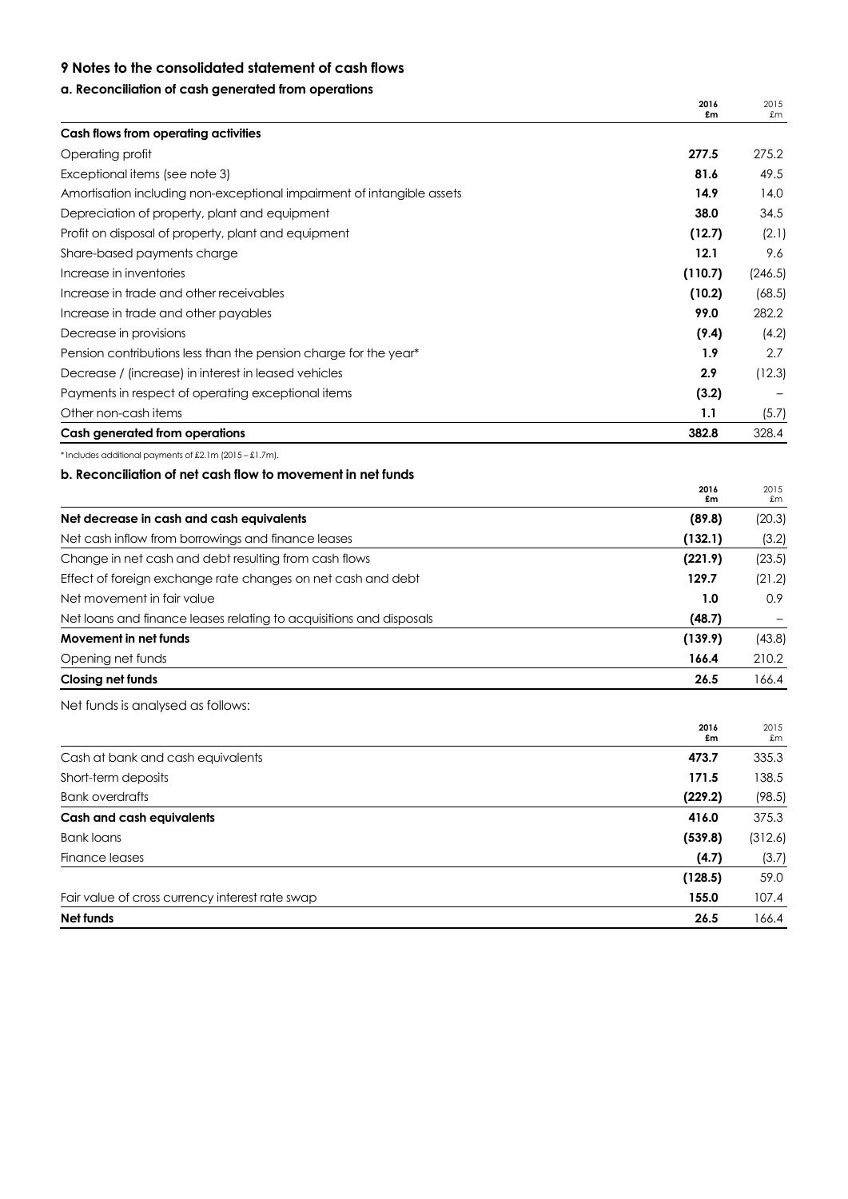## 9 Notes to the consolidated statement of cash flows

### a. Reconciliation of cash generated from operations

| | 2016 £m | 2015 £m |
|---|---|---|
| **Cash flows from operating activities** | | |
| Operating profit | **277.5** | 275.2 |
| Exceptional items (see note 3) | **81.6** | 49.5 |
| Amortisation including non-exceptional impairment of intangible assets | **14.9** | 14.0 |
| Depreciation of property, plant and equipment | **38.0** | 34.5 |
| Profit on disposal of property, plant and equipment | **(12.7)** | (2.1) |
| Share-based payments charge | **12.1** | 9.6 |
| Increase in inventories | **(110.7)** | (246.5) |
| Increase in trade and other receivables | **(10.2)** | (68.5) |
| Increase in trade and other payables | **99.0** | 282.2 |
| Decrease in provisions | **(9.4)** | (4.2) |
| Pension contributions less than the pension charge for the year* | **1.9** | 2.7 |
| Decrease / (increase) in interest in leased vehicles | **2.9** | (12.3) |
| Payments in respect of operating exceptional items | **(3.2)** | – |
| Other non-cash items | **1.1** | (5.7) |
| **Cash generated from operations** | **382.8** | 328.4 |

* Includes additional payments of £2.1m (2015 – £1.7m).

### b. Reconciliation of net cash flow to movement in net funds

| | 2016 £m | 2015 £m |
|---|---|---|
| **Net decrease in cash and cash equivalents** | **(89.8)** | (20.3) |
| Net cash inflow from borrowings and finance leases | **(132.1)** | (3.2) |
| Change in net cash and debt resulting from cash flows | **(221.9)** | (23.5) |
| Effect of foreign exchange rate changes on net cash and debt | **129.7** | (21.2) |
| Net movement in fair value | **1.0** | 0.9 |
| Net loans and finance leases relating to acquisitions and disposals | **(48.7)** | – |
| **Movement in net funds** | **(139.9)** | (43.8) |
| Opening net funds | **166.4** | 210.2 |
| **Closing net funds** | **26.5** | 166.4 |

Net funds is analysed as follows:

| | 2016 £m | 2015 £m |
|---|---|---|
| Cash at bank and cash equivalents | **473.7** | 335.3 |
| Short-term deposits | **171.5** | 138.5 |
| Bank overdrafts | **(229.2)** | (98.5) |
| **Cash and cash equivalents** | **416.0** | 375.3 |
| Bank loans | **(539.8)** | (312.6) |
| Finance leases | **(4.7)** | (3.7) |
| | **(128.5)** | 59.0 |
| Fair value of cross currency interest rate swap | **155.0** | 107.4 |
| **Net funds** | **26.5** | 166.4 |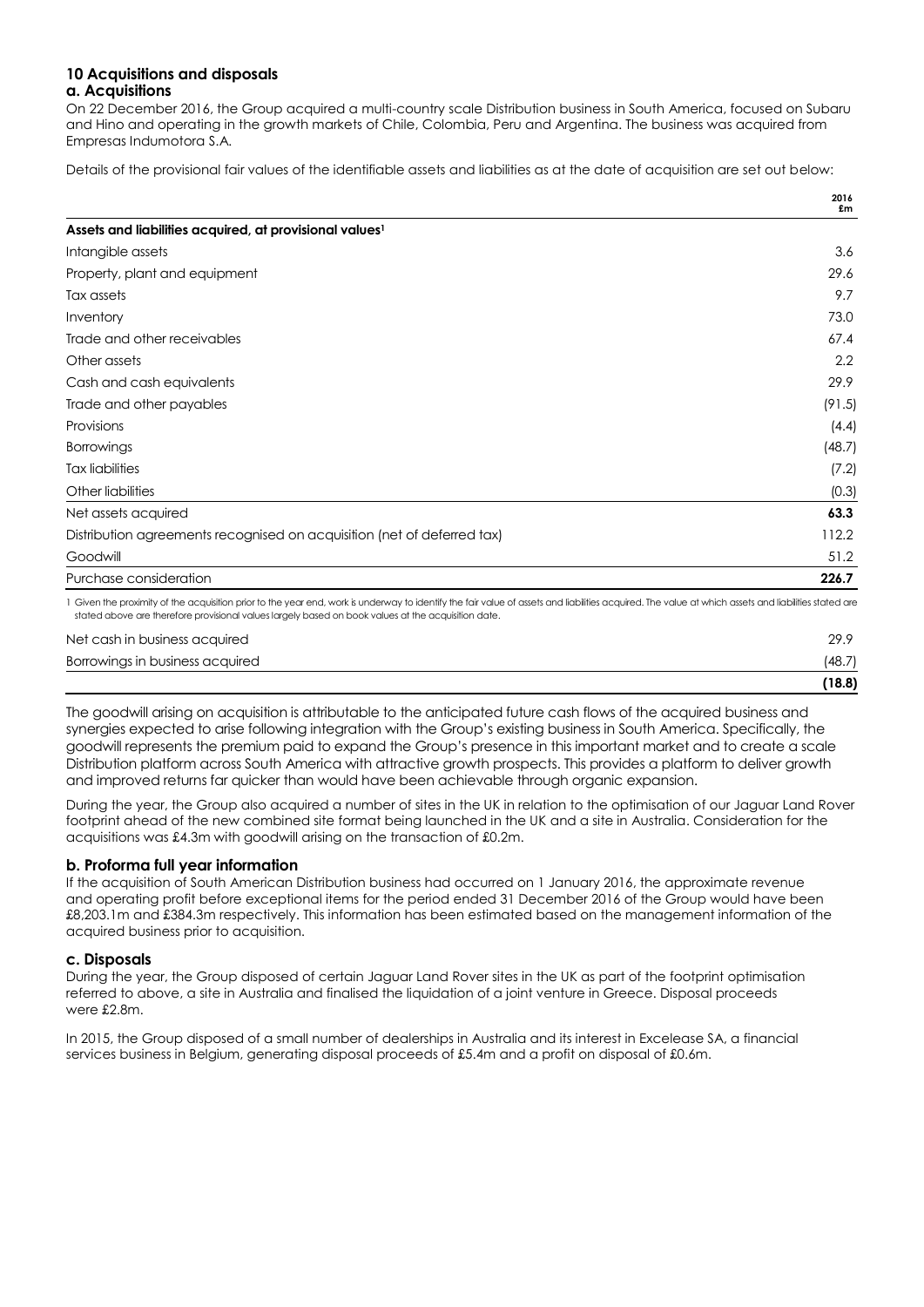## 10 Acquisitions and disposals

### a. Acquisitions

On 22 December 2016, the Group acquired a multi-country scale Distribution business in South America, focused on Subaru and Hino and operating in the growth markets of Chile, Colombia, Peru and Argentina. The business was acquired from Empresas Indumotora S.A.

Details of the provisional fair values of the identifiable assets and liabilities as at the date of acquisition are set out below:

| | 2016 £m |
|---|---|
| **Assets and liabilities acquired, at provisional values[1]** | |
| Intangible assets | 3.6 |
| Property, plant and equipment | 29.6 |
| Tax assets | 9.7 |
| Inventory | 73.0 |
| Trade and other receivables | 67.4 |
| Other assets | 2.2 |
| Cash and cash equivalents | 29.9 |
| Trade and other payables | (91.5) |
| Provisions | (4.4) |
| Borrowings | (48.7) |
| Tax liabilities | (7.2) |
| Other liabilities | (0.3) |
| Net assets acquired | **63.3** |
| Distribution agreements recognised on acquisition (net of deferred tax) | 112.2 |
| Goodwill | 51.2 |
| Purchase consideration | **226.7** |

1 Given the proximity of the acquisition prior to the year end, work is underway to identify the fair value of assets and liabilities acquired. The value at which assets and liabilities stated are stated above are therefore provisional values largely based on book values at the acquisition date.

| | |
|---|---|
| Net cash in business acquired | 29.9 |
| Borrowings in business acquired | (48.7) |
| | **(18.8)** |

The goodwill arising on acquisition is attributable to the anticipated future cash flows of the acquired business and synergies expected to arise following integration with the Group's existing business in South America. Specifically, the goodwill represents the premium paid to expand the Group's presence in this important market and to create a scale Distribution platform across South America with attractive growth prospects. This provides a platform to deliver growth and improved returns far quicker than would have been achievable through organic expansion.

During the year, the Group also acquired a number of sites in the UK in relation to the optimisation of our Jaguar Land Rover footprint ahead of the new combined site format being launched in the UK and a site in Australia. Consideration for the acquisitions was £4.3m with goodwill arising on the transaction of £0.2m.

### b. Proforma full year information

If the acquisition of South American Distribution business had occurred on 1 January 2016, the approximate revenue and operating profit before exceptional items for the period ended 31 December 2016 of the Group would have been £8,203.1m and £384.3m respectively. This information has been estimated based on the management information of the acquired business prior to acquisition.

### c. Disposals

During the year, the Group disposed of certain Jaguar Land Rover sites in the UK as part of the footprint optimisation referred to above, a site in Australia and finalised the liquidation of a joint venture in Greece. Disposal proceeds were £2.8m.

In 2015, the Group disposed of a small number of dealerships in Australia and its interest in Excelease SA, a financial services business in Belgium, generating disposal proceeds of £5.4m and a profit on disposal of £0.6m.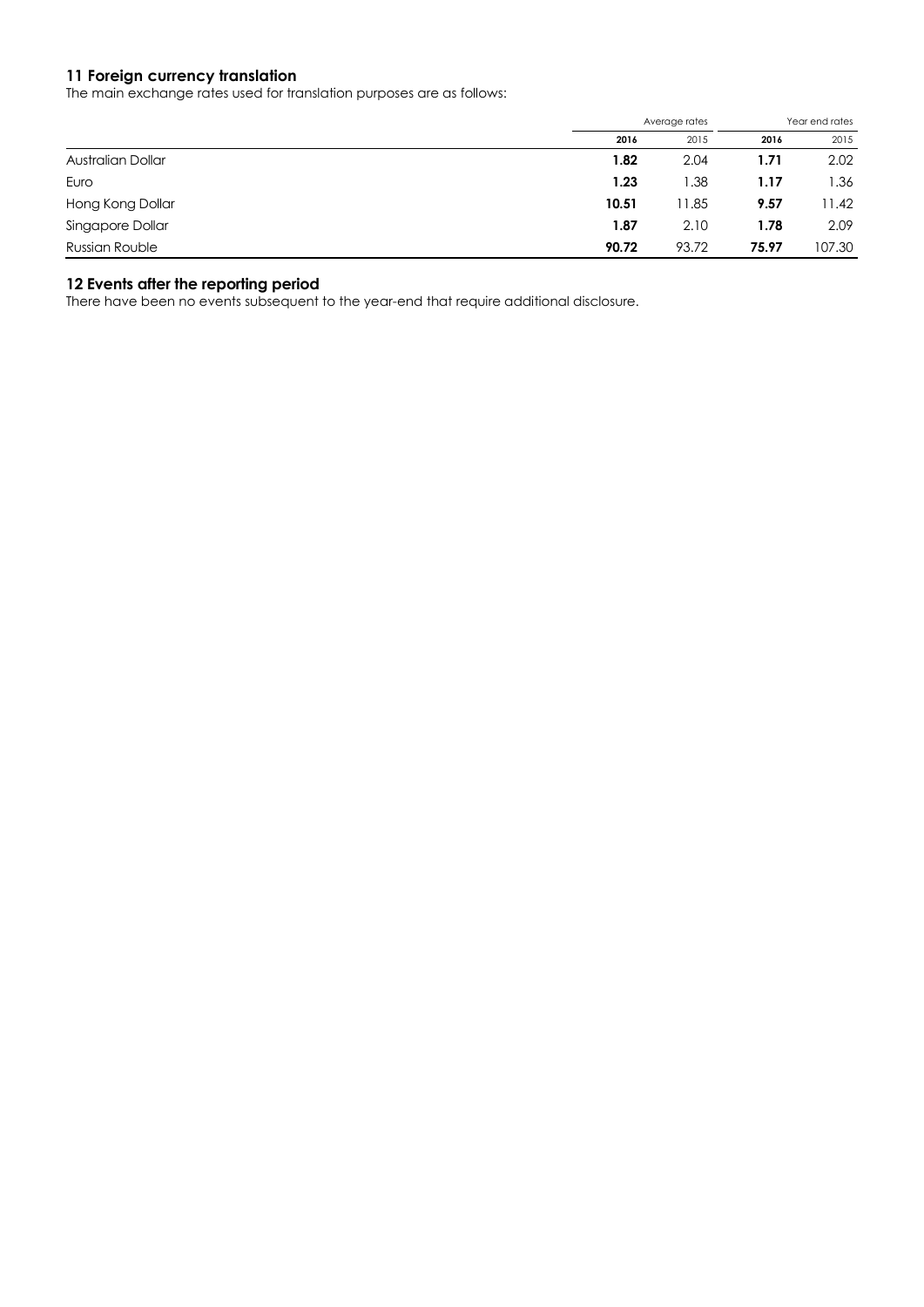## 11 Foreign currency translation

The main exchange rates used for translation purposes are as follows:

| | Average rates | | Year end rates | |
|---|---|---|---|---|
| | **2016** | 2015 | **2016** | 2015 |
| Australian Dollar | **1.82** | 2.04 | **1.71** | 2.02 |
| Euro | **1.23** | 1.38 | **1.17** | 1.36 |
| Hong Kong Dollar | **10.51** | 11.85 | **9.57** | 11.42 |
| Singapore Dollar | **1.87** | 2.10 | **1.78** | 2.09 |
| Russian Rouble | **90.72** | 93.72 | **75.97** | 107.30 |

## 12 Events after the reporting period

There have been no events subsequent to the year-end that require additional disclosure.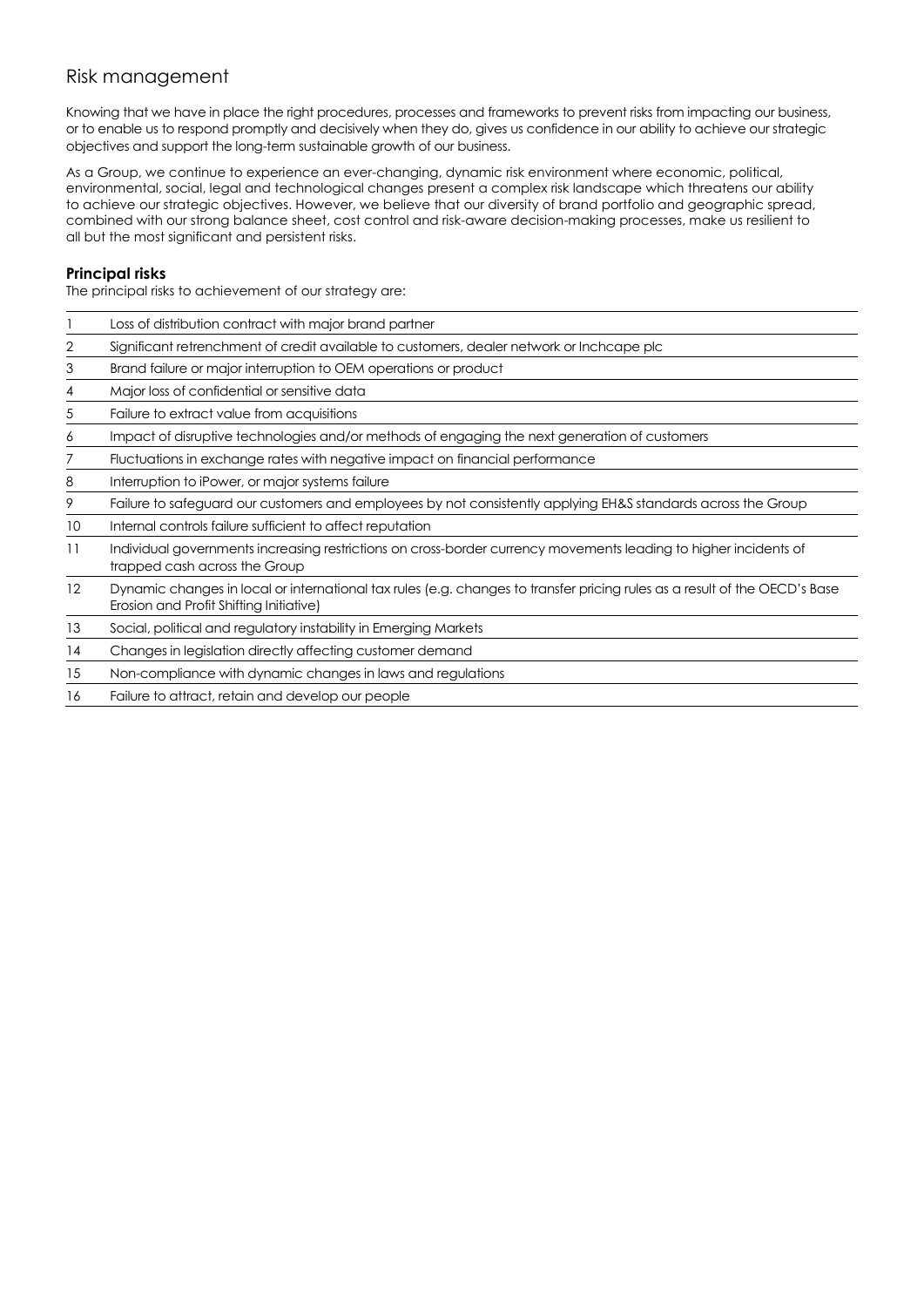# Risk management

Knowing that we have in place the right procedures, processes and frameworks to prevent risks from impacting our business, or to enable us to respond promptly and decisively when they do, gives us confidence in our ability to achieve our strategic objectives and support the long-term sustainable growth of our business.

As a Group, we continue to experience an ever-changing, dynamic risk environment where economic, political, environmental, social, legal and technological changes present a complex risk landscape which threatens our ability to achieve our strategic objectives. However, we believe that our diversity of brand portfolio and geographic spread, combined with our strong balance sheet, cost control and risk-aware decision-making processes, make us resilient to all but the most significant and persistent risks.

### Principal risks

The principal risks to achievement of our strategy are:

| | |
|---|---|
| 1 | Loss of distribution contract with major brand partner |
| 2 | Significant retrenchment of credit available to customers, dealer network or Inchcape plc |
| 3 | Brand failure or major interruption to OEM operations or product |
| 4 | Major loss of confidential or sensitive data |
| 5 | Failure to extract value from acquisitions |
| 6 | Impact of disruptive technologies and/or methods of engaging the next generation of customers |
| 7 | Fluctuations in exchange rates with negative impact on financial performance |
| 8 | Interruption to iPower, or major systems failure |
| 9 | Failure to safeguard our customers and employees by not consistently applying EH&S standards across the Group |
| 10 | Internal controls failure sufficient to affect reputation |
| 11 | Individual governments increasing restrictions on cross-border currency movements leading to higher incidents of trapped cash across the Group |
| 12 | Dynamic changes in local or international tax rules (e.g. changes to transfer pricing rules as a result of the OECD's Base Erosion and Profit Shifting Initiative) |
| 13 | Social, political and regulatory instability in Emerging Markets |
| 14 | Changes in legislation directly affecting customer demand |
| 15 | Non-compliance with dynamic changes in laws and regulations |
| 16 | Failure to attract, retain and develop our people |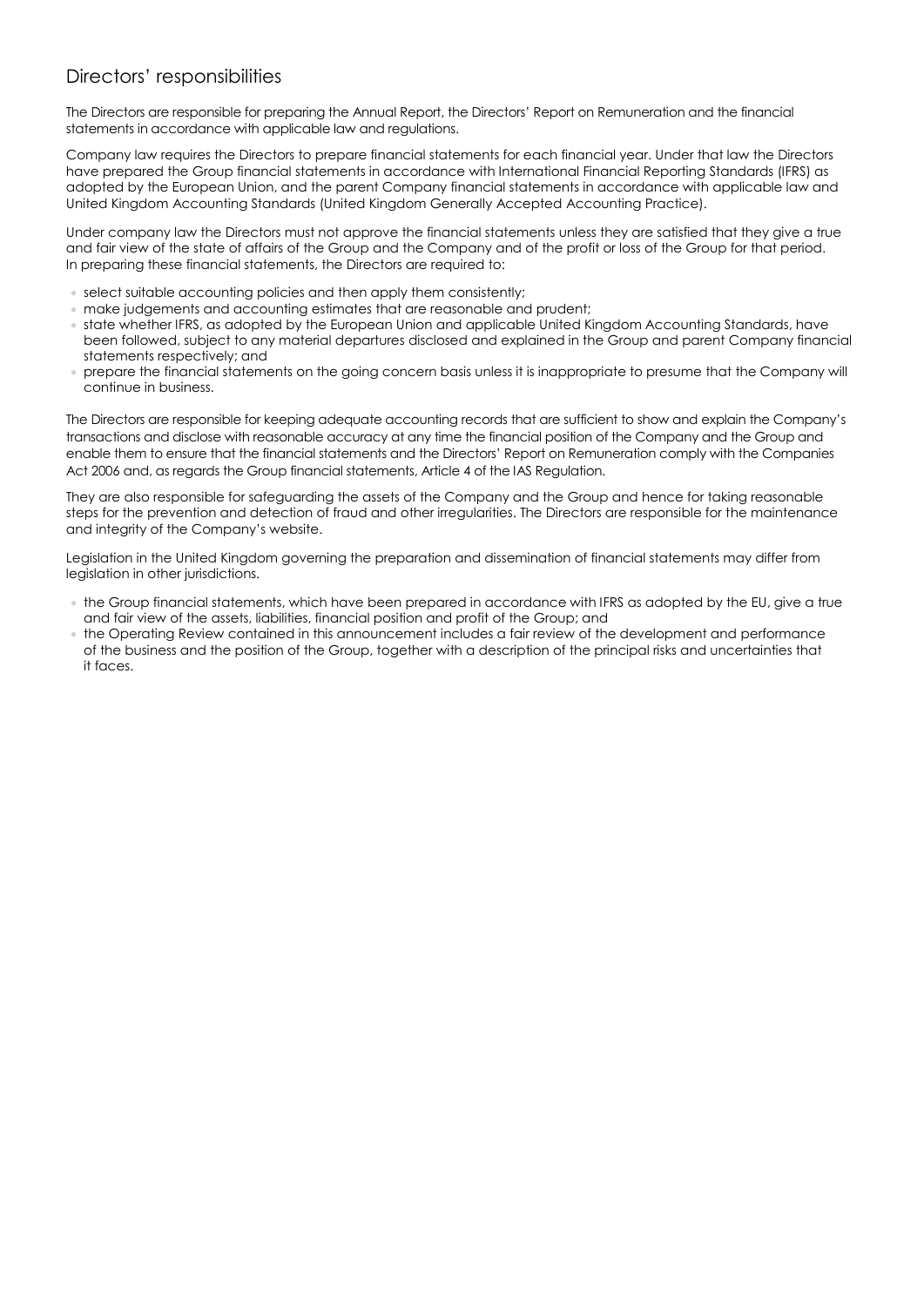# Directors' responsibilities

The Directors are responsible for preparing the Annual Report, the Directors' Report on Remuneration and the financial statements in accordance with applicable law and regulations.

Company law requires the Directors to prepare financial statements for each financial year. Under that law the Directors have prepared the Group financial statements in accordance with International Financial Reporting Standards (IFRS) as adopted by the European Union, and the parent Company financial statements in accordance with applicable law and United Kingdom Accounting Standards (United Kingdom Generally Accepted Accounting Practice).

Under company law the Directors must not approve the financial statements unless they are satisfied that they give a true and fair view of the state of affairs of the Group and the Company and of the profit or loss of the Group for that period. In preparing these financial statements, the Directors are required to:

- select suitable accounting policies and then apply them consistently;
- make judgements and accounting estimates that are reasonable and prudent;
- state whether IFRS, as adopted by the European Union and applicable United Kingdom Accounting Standards, have been followed, subject to any material departures disclosed and explained in the Group and parent Company financial statements respectively; and
- prepare the financial statements on the going concern basis unless it is inappropriate to presume that the Company will continue in business.

The Directors are responsible for keeping adequate accounting records that are sufficient to show and explain the Company's transactions and disclose with reasonable accuracy at any time the financial position of the Company and the Group and enable them to ensure that the financial statements and the Directors' Report on Remuneration comply with the Companies Act 2006 and, as regards the Group financial statements, Article 4 of the IAS Regulation.

They are also responsible for safeguarding the assets of the Company and the Group and hence for taking reasonable steps for the prevention and detection of fraud and other irregularities. The Directors are responsible for the maintenance and integrity of the Company's website.

Legislation in the United Kingdom governing the preparation and dissemination of financial statements may differ from legislation in other jurisdictions.

- the Group financial statements, which have been prepared in accordance with IFRS as adopted by the EU, give a true and fair view of the assets, liabilities, financial position and profit of the Group; and
- the Operating Review contained in this announcement includes a fair review of the development and performance of the business and the position of the Group, together with a description of the principal risks and uncertainties that it faces.